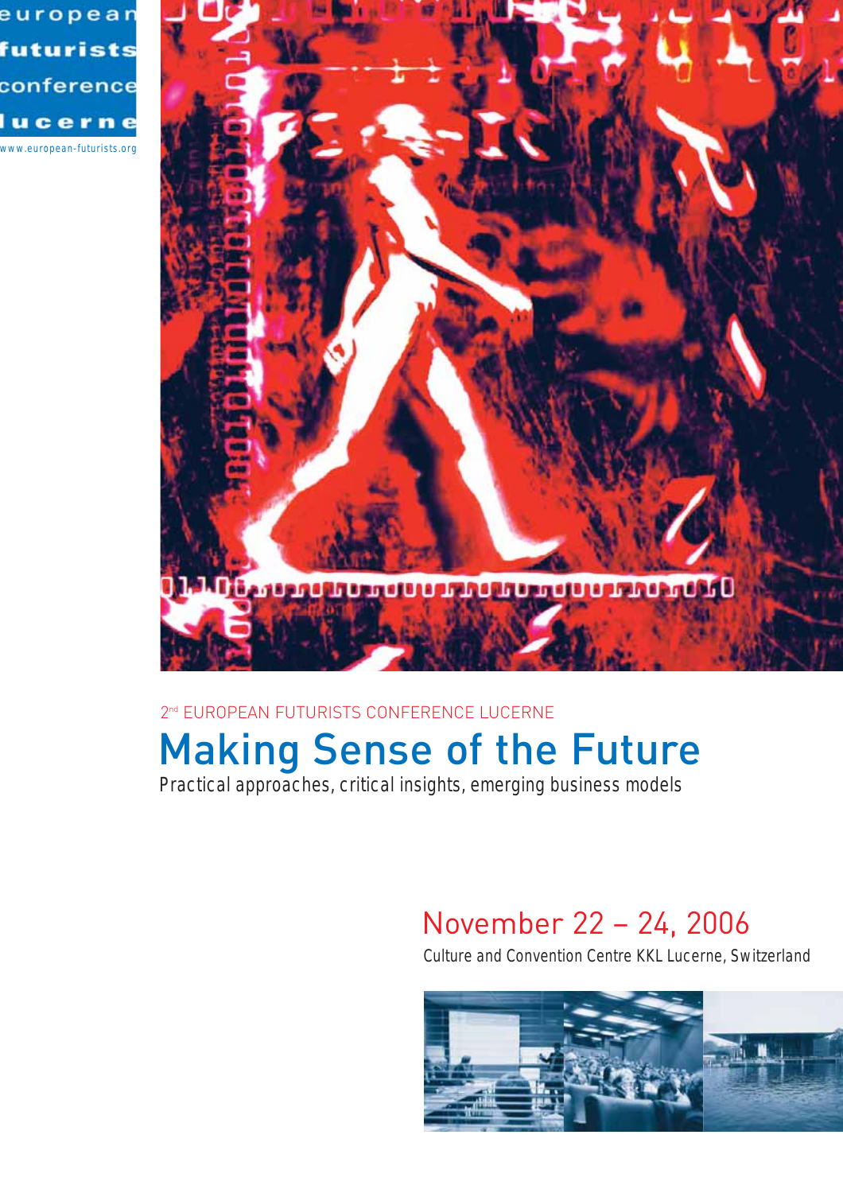european
futurists
conference
lucerne

www.european-futurists.org

2[nd] EUROPEAN FUTURISTS CONFERENCE LUCERNE

# Making Sense of the Future

Practical approaches, critical insights, emerging business models

## November 22 – 24, 2006

Culture and Convention Centre KKL Lucerne, Switzerland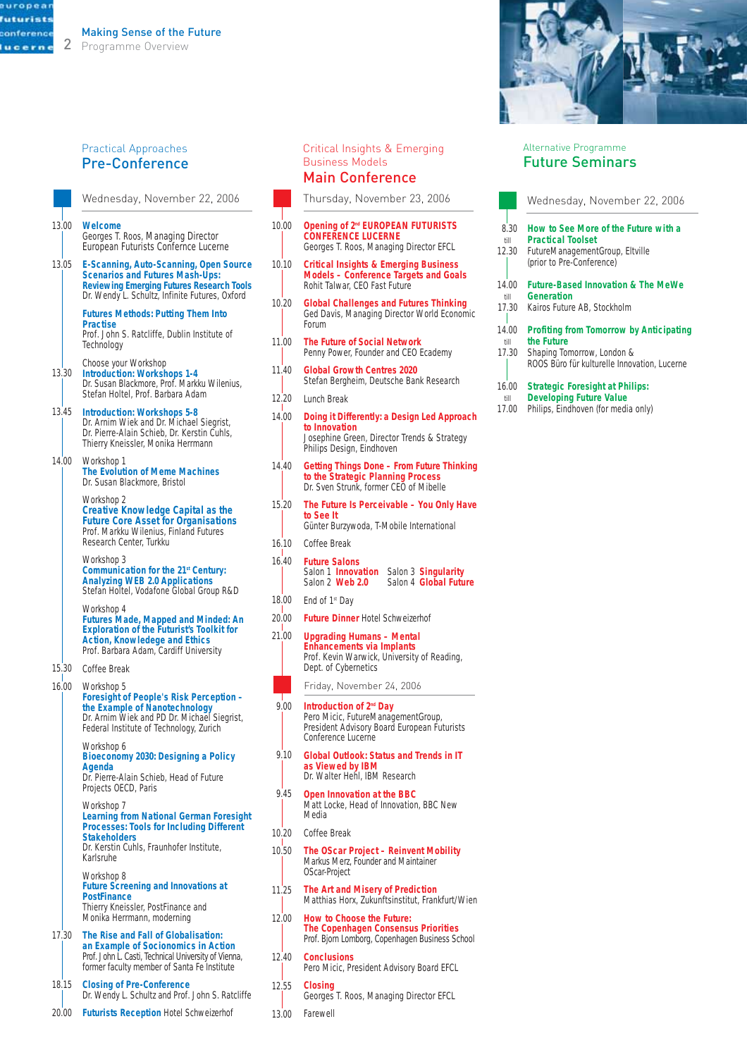# Making Sense of the Future
Programme Overview

## Practical Approaches
## Pre-Conference

### Wednesday, November 22, 2006

**13.00** **Welcome**
Georges T. Roos, Managing Director
European Futurists Confernce Lucerne

**13.05** **E-Scanning, Auto-Scanning, Open Source Scenarios and Futures Mash-Ups: Reviewing Emerging Futures Research Tools**
Dr. Wendy L. Schultz, Infinite Futures, Oxford

**Futures Methods: Putting Them Into Practise**
Prof. John S. Ratcliffe, Dublin Institute of Technology

Choose your Workshop

**13.30** **Introduction: Workshops 1-4**
Dr. Susan Blackmore, Prof. Markku Wilenius, Stefan Holtel, Prof. Barbara Adam

**13.45** **Introduction: Workshops 5-8**
Dr. Arnim Wiek and Dr. Michael Siegrist, Dr. Pierre-Alain Schieb, Dr. Kerstin Cuhls, Thierry Kneissler, Monika Herrmann

**14.00** Workshop 1
**The Evolution of Meme Machines**
Dr. Susan Blackmore, Bristol

Workshop 2
**Creative Knowledge Capital as the Future Core Asset for Organisations**
Prof. Markku Wilenius, Finland Futures Research Center, Turkku

Workshop 3
**Communication for the 21st Century: Analyzing WEB 2.0 Applications**
Stefan Holtel, Vodafone Global Group R&D

Workshop 4
**Futures Made, Mapped and Minded: An Exploration of the Futurist's Toolkit for Action, Knowledege and Ethics**
Prof. Barbara Adam, Cardiff University

**15.30** Coffee Break

**16.00** Workshop 5
**Foresight of People's Risk Perception - the Example of Nanotechnology**
Dr. Arnim Wiek and PD Dr. Michael Siegrist, Federal Institute of Technology, Zurich

Workshop 6
**Bioeconomy 2030: Designing a Policy Agenda**
Dr. Pierre-Alain Schieb, Head of Future Projects OECD, Paris

Workshop 7
**Learning from National German Foresight Processes: Tools for Including Different Stakeholders**
Dr. Kerstin Cuhls, Fraunhofer Institute, Karlsruhe

Workshop 8
**Future Screening and Innovations at PostFinance**
Thierry Kneissler, PostFinance and Monika Herrmann, moderning

**17.30** **The Rise and Fall of Globalisation: an Example of Socionomics in Action**
Prof. John L. Casti, Technical University of Vienna, former faculty member of Santa Fe Institute

**18.15** **Closing of Pre-Conference**
Dr. Wendy L. Schultz and Prof. John S. Ratcliffe

**20.00** **Futurists Reception** Hotel Schweizerhof

## Critical Insights & Emerging Business Models
## Main Conference

### Thursday, November 23, 2006

**10.00** **Opening of 2nd EUROPEAN FUTURISTS CONFERENCE LUCERNE**
Georges T. Roos, Managing Director EFCL

**10.10** **Critical Insights & Emerging Business Models - Conference Targets and Goals**
Rohit Talwar, CEO Fast Future

**10.20** **Global Challenges and Futures Thinking**
Ged Davis, Managing Director World Economic Forum

**11.00** **The Future of Social Network**
Penny Power, Founder and CEO Ecademy

**11.40** **Global Growth Centres 2020**
Stefan Bergheim, Deutsche Bank Research

**12.20** Lunch Break

**14.00** **Doing it Differently: a Design Led Approach to Innovation**
Josephine Green, Director Trends & Strategy Philips Design, Eindhoven

**14.40** **Getting Things Done - From Future Thinking to the Strategic Planning Process**
Dr. Sven Strunk, former CEO of Mibelle

**15.20** **The Future Is Perceivable - You Only Have to See It**
Günter Burzywoda, T-Mobile International

**16.10** Coffee Break

**16.40** **Future Salons**
Salon 1 **Innovation** — Salon 3 **Singularity**
Salon 2 **Web 2.0** — Salon 4 **Global Future**

**18.00** End of 1st Day

**20.00** **Future Dinner** Hotel Schweizerhof

**21.00** **Upgrading Humans - Mental Enhancements via Implants**
Prof. Kevin Warwick, University of Reading, Dept. of Cybernetics

### Friday, November 24, 2006

**9.00** **Introduction of 2nd Day**
Pero Micic, FutureManagementGroup, President Advisory Board European Futurists Conference Lucerne

**9.10** **Global Outlook: Status and Trends in IT as Viewed by IBM**
Dr. Walter Hehl, IBM Research

**9.45** **Open Innovation at the BBC**
Matt Locke, Head of Innovation, BBC New Media

**10.20** Coffee Break

**10.50** **The OScar Project - Reinvent Mobility**
Markus Merz, Founder and Maintainer OScar-Project

**11.25** **The Art and Misery of Prediction**
Matthias Horx, Zukunftsinstitut, Frankfurt/Wien

**12.00** **How to Choose the Future: The Copenhagen Consensus Priorities**
Prof. Bjorn Lomborg, Copenhagen Business School

**12.40** **Conclusions**
Pero Micic, President Advisory Board EFCL

**12.55** **Closing**
Georges T. Roos, Managing Director EFCL

**13.00** Farewell

## Alternative Programme
## Future Seminars

### Wednesday, November 22, 2006

**8.30 till 12.30** **How to See More of the Future with a Practical Toolset**
FutureManagementGroup, Eltville (prior to Pre-Conference)

**14.00 till 17.30** **Future-Based Innovation & The MeWe Generation**
Kairos Future AB, Stockholm

**14.00 till 17.30** **Profiting from Tomorrow by Anticipating the Future**
Shaping Tomorrow, London & ROOS Büro für kulturelle Innovation, Lucerne

**16.00 till 17.00** **Strategic Foresight at Philips: Developing Future Value**
Philips, Eindhoven (for media only)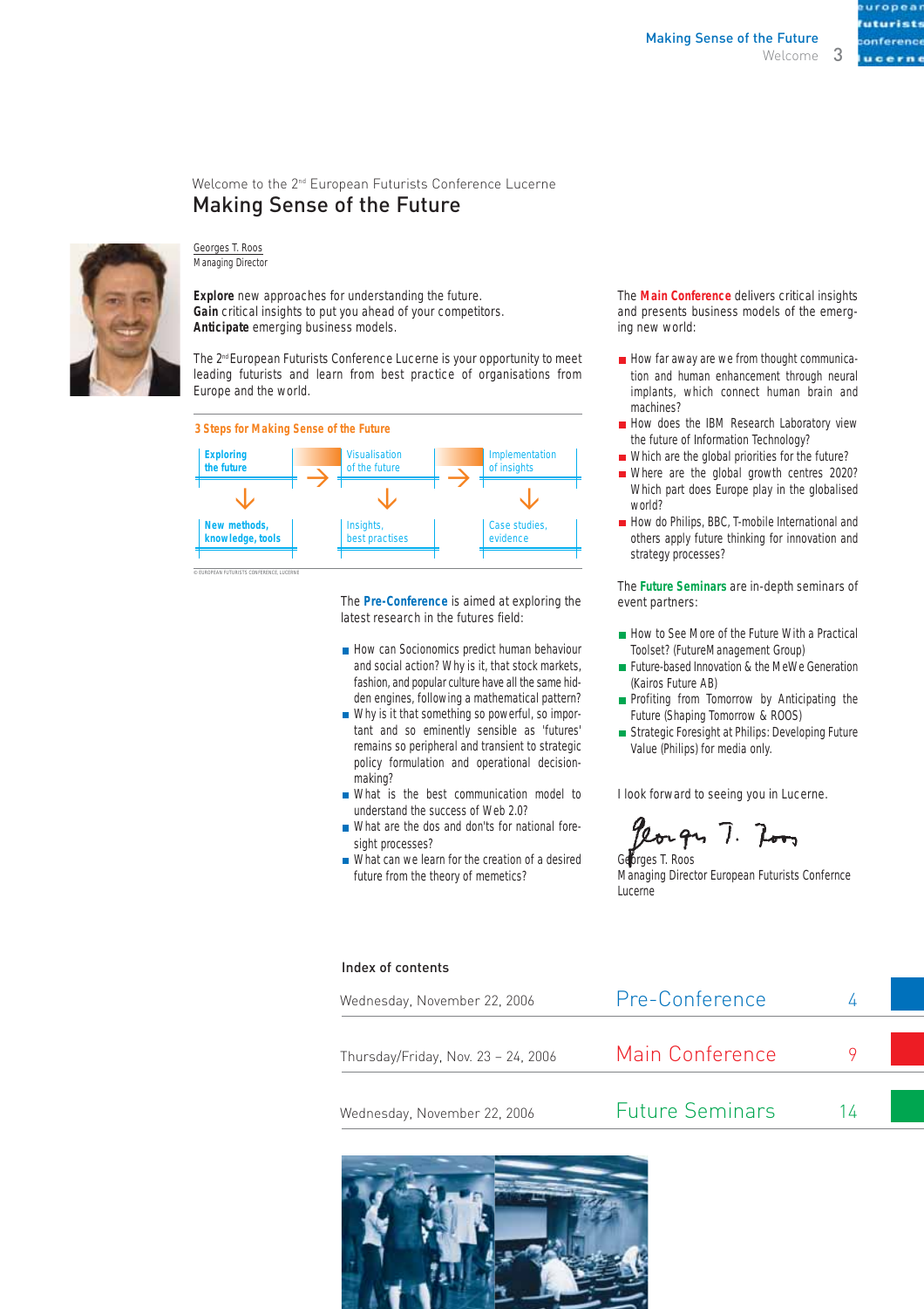Welcome to the 2nd European Futurists Conference Lucerne

# Making Sense of the Future

Georges T. Roos
Managing Director

**Explore** new approaches for understanding the future.
**Gain** critical insights to put you ahead of your competitors.
**Anticipate** emerging business models.

The 2nd European Futurists Conference Lucerne is your opportunity to meet leading futurists and learn from best practice of organisations from Europe and the world.

**3 Steps for Making Sense of the Future**

| Exploring the future | → | Visualisation of the future | → | Implementation of insights |
|---|---|---|---|---|
| ↓ | | ↓ | | ↓ |
| New methods, knowledge, tools | | Insights, best practises | | Case studies, evidence |

© EUROPEAN FUTURISTS CONFERENCE, LUCERNE

The **Pre-Conference** is aimed at exploring the latest research in the futures field:

- How can Socionomics predict human behaviour and social action? Why is it, that stock markets, fashion, and popular culture have all the same hidden engines, following a mathematical pattern?
- Why is it that something so powerful, so important and so eminently sensible as 'futures' remains so peripheral and transient to strategic policy formulation and operational decision-making?
- What is the best communication model to understand the success of Web 2.0?
- What are the dos and don'ts for national foresight processes?
- What can we learn for the creation of a desired future from the theory of memetics?

The **Main Conference** delivers critical insights and presents business models of the emerging new world:

- How far away are we from thought communication and human enhancement through neural implants, which connect human brain and machines?
- How does the IBM Research Laboratory view the future of Information Technology?
- Which are the global priorities for the future?
- Where are the global growth centres 2020? Which part does Europe play in the globalised world?
- How do Philips, BBC, T-mobile International and others apply future thinking for innovation and strategy processes?

The **Future Seminars** are in-depth seminars of event partners:

- How to See More of the Future With a Practical Toolset? (FutureManagement Group)
- Future-based Innovation & the MeWe Generation (Kairos Future AB)
- Profiting from Tomorrow by Anticipating the Future (Shaping Tomorrow & ROOS)
- Strategic Foresight at Philips: Developing Future Value (Philips) for media only.

I look forward to seeing you in Lucerne.

Georges T. Roos
Managing Director European Futurists Confernce Lucerne

## Index of contents

| | | |
|---|---|---|
| Wednesday, November 22, 2006 | Pre-Conference | 4 |
| Thursday/Friday, Nov. 23 – 24, 2006 | Main Conference | 9 |
| Wednesday, November 22, 2006 | Future Seminars | 14 |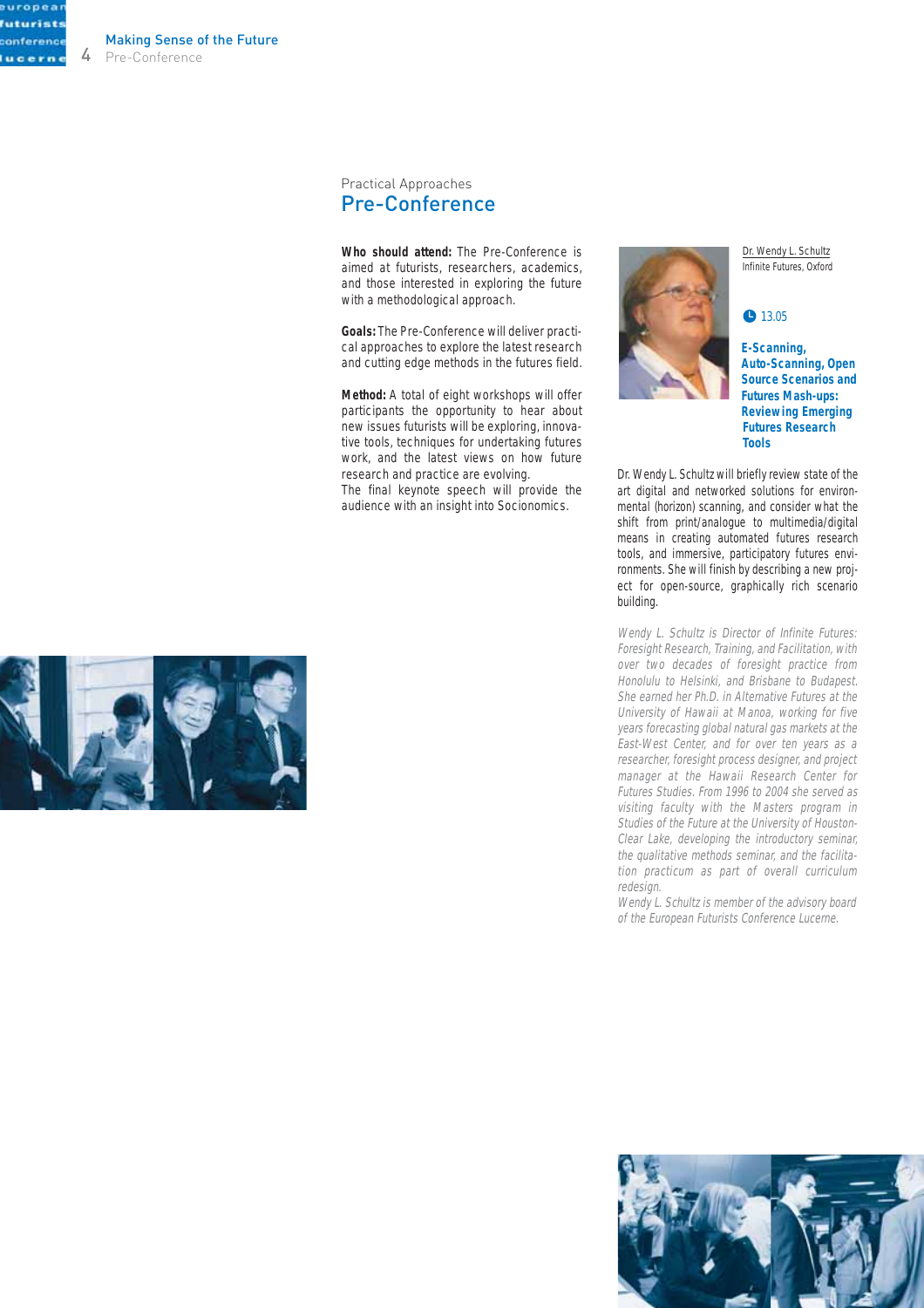Practical Approaches

# Pre-Conference

**Who should attend:** The Pre-Conference is aimed at futurists, researchers, academics, and those interested in exploring the future with a methodological approach.

**Goals:** The Pre-Conference will deliver practical approaches to explore the latest research and cutting edge methods in the futures field.

**Method:** A total of eight workshops will offer participants the opportunity to hear about new issues futurists will be exploring, innovative tools, techniques for undertaking futures work, and the latest views on how future research and practice are evolving.
The final keynote speech will provide the audience with an insight into Socionomics.

Dr. Wendy L. Schultz
Infinite Futures, Oxford

13.05

### E-Scanning, Auto-Scanning, Open Source Scenarios and Futures Mash-ups: Reviewing Emerging Futures Research Tools

Dr. Wendy L. Schultz will briefly review state of the art digital and networked solutions for environmental (horizon) scanning, and consider what the shift from print/analogue to multimedia/digital means in creating automated futures research tools, and immersive, participatory futures environments. She will finish by describing a new project for open-source, graphically rich scenario building.

*Wendy L. Schultz is Director of Infinite Futures: Foresight Research, Training, and Facilitation, with over two decades of foresight practice from Honolulu to Helsinki, and Brisbane to Budapest. She earned her Ph.D. in Alternative Futures at the University of Hawaii at Manoa, working for five years forecasting global natural gas markets at the East-West Center, and for over ten years as a researcher, foresight process designer, and project manager at the Hawaii Research Center for Futures Studies. From 1996 to 2004 she served as visiting faculty with the Masters program in Studies of the Future at the University of Houston-Clear Lake, developing the introductory seminar, the qualitative methods seminar, and the facilitation practicum as part of overall curriculum redesign.*
*Wendy L. Schultz is member of the advisory board of the European Futurists Conference Lucerne.*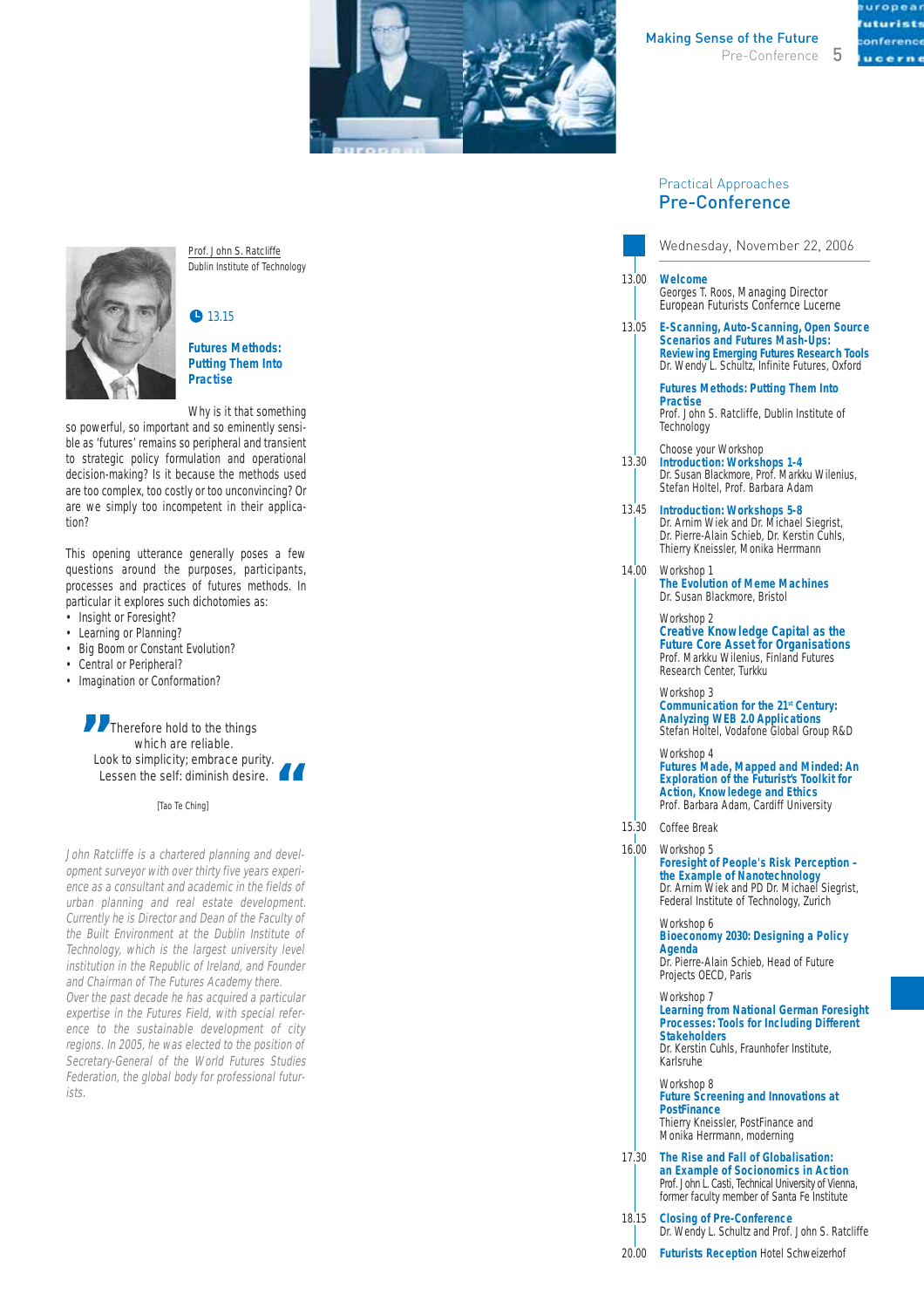## Practical Approaches
# Pre-Conference

Prof. John S. Ratcliffe
Dublin Institute of Technology

13.15

### Futures Methods: Putting Them Into Practise

Why is it that something so powerful, so important and so eminently sensible as 'futures' remains so peripheral and transient to strategic policy formulation and operational decision-making? Is it because the methods used are too complex, too costly or too unconvincing? Or are we simply too incompetent in their application?

This opening utterance generally poses a few questions around the purposes, participants, processes and practices of futures methods. In particular it explores such dichotomies as:

- Insight or Foresight?
- Learning or Planning?
- Big Boom or Constant Evolution?
- Central or Peripheral?
- Imagination or Conformation?

> "Therefore hold to the things which are reliable.
> Look to simplicity; embrace purity.
> Lessen the self: diminish desire."
>
> [Tao Te Ching]

*John Ratcliffe is a chartered planning and development surveyor with over thirty five years experience as a consultant and academic in the fields of urban planning and real estate development. Currently he is Director and Dean of the Faculty of the Built Environment at the Dublin Institute of Technology, which is the largest university level institution in the Republic of Ireland, and Founder and Chairman of The Futures Academy there. Over the past decade he has acquired a particular expertise in the Futures Field, with special reference to the sustainable development of city regions. In 2005, he was elected to the position of Secretary-General of the World Futures Studies Federation, the global body for professional futurists.*

---

**Wednesday, November 22, 2006**

13.00 **Welcome**
Georges T. Roos, Managing Director
European Futurists Confernce Lucerne

13.05 **E-Scanning, Auto-Scanning, Open Source Scenarios and Futures Mash-Ups: Reviewing Emerging Futures Research Tools**
Dr. Wendy L. Schultz, Infinite Futures, Oxford

**Futures Methods: Putting Them Into Practise**
Prof. John S. Ratcliffe, Dublin Institute of Technology

Choose your Workshop

13.30 **Introduction: Workshops 1-4**
Dr. Susan Blackmore, Prof. Markku Wilenius, Stefan Holtel, Prof. Barbara Adam

13.45 **Introduction: Workshops 5-8**
Dr. Arnim Wiek and Dr. Michael Siegrist, Dr. Pierre-Alain Schieb, Dr. Kerstin Cuhls, Thierry Kneissler, Monika Herrmann

14.00 Workshop 1
**The Evolution of Meme Machines**
Dr. Susan Blackmore, Bristol

Workshop 2
**Creative Knowledge Capital as the Future Core Asset for Organisations**
Prof. Markku Wilenius, Finland Futures Research Center, Turkku

Workshop 3
**Communication for the 21st Century: Analyzing WEB 2.0 Applications**
Stefan Holtel, Vodafone Global Group R&D

Workshop 4
**Futures Made, Mapped and Minded: An Exploration of the Futurist's Toolkit for Action, Knowledge and Ethics**
Prof. Barbara Adam, Cardiff University

15.30 Coffee Break

16.00 Workshop 5
**Foresight of People's Risk Perception - the Example of Nanotechnology**
Dr. Arnim Wiek and PD Dr. Michael Siegrist, Federal Institute of Technology, Zurich

Workshop 6
**Bioeconomy 2030: Designing a Policy Agenda**
Dr. Pierre-Alain Schieb, Head of Future Projects OECD, Paris

Workshop 7
**Learning from National German Foresight Processes: Tools for Including Different Stakeholders**
Dr. Kerstin Cuhls, Fraunhofer Institute, Karlsruhe

Workshop 8
**Future Screening and Innovations at PostFinance**
Thierry Kneissler, PostFinance and Monika Herrmann, moderning

17.30 **The Rise and Fall of Globalisation: an Example of Socionomics in Action**
Prof. John L. Casti, Technical University of Vienna, former faculty member of Santa Fe Institute

18.15 **Closing of Pre-Conference**
Dr. Wendy L. Schultz and Prof. John S. Ratcliffe

20.00 **Futurists Reception** Hotel Schweizerhof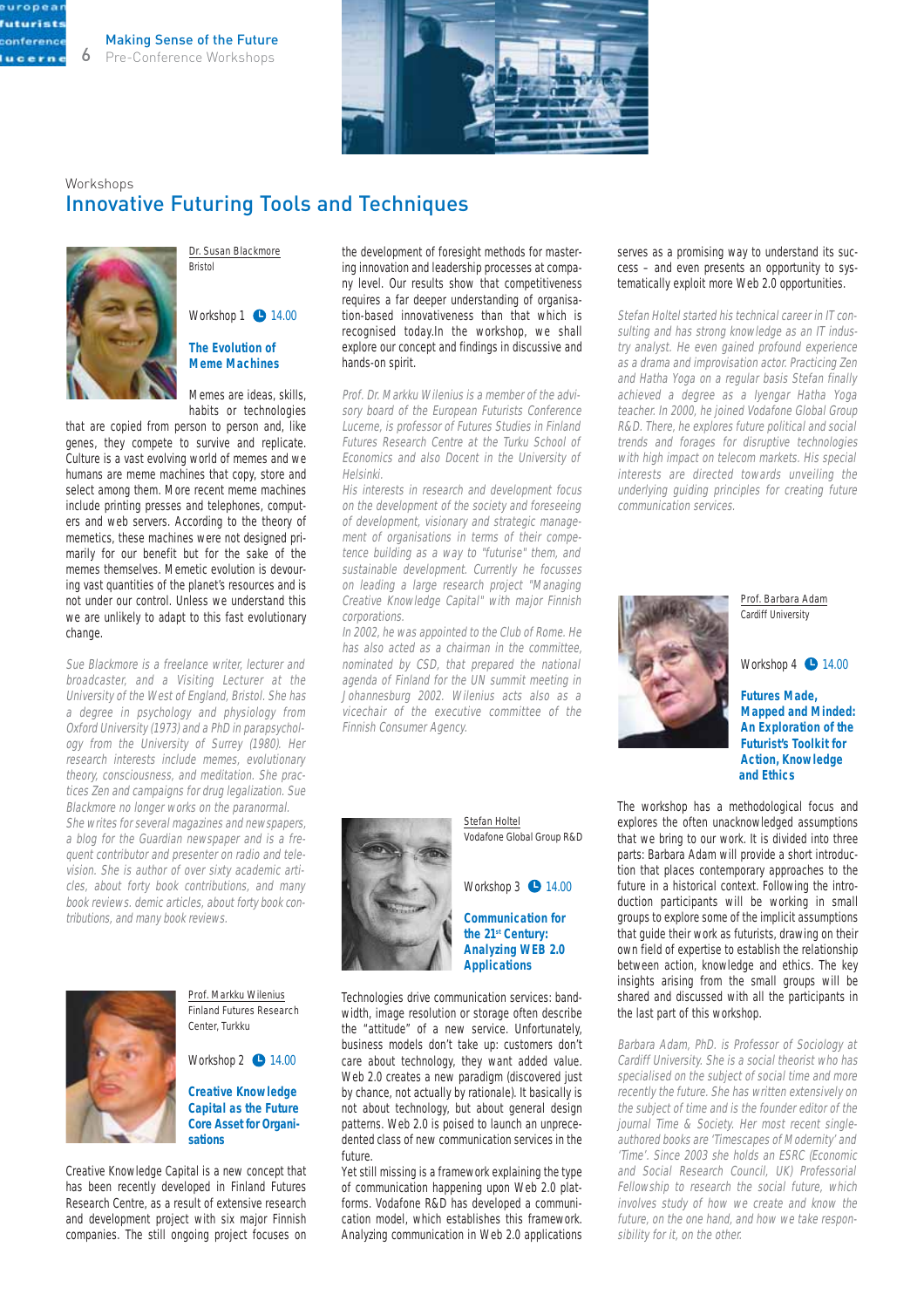Workshops

# Innovative Futuring Tools and Techniques

Dr. Susan Blackmore
Bristol

Workshop 1 14.00

### The Evolution of Meme Machines

Memes are ideas, skills, habits or technologies that are copied from person to person and, like genes, they compete to survive and replicate. Culture is a vast evolving world of memes and we humans are meme machines that copy, store and select among them. More recent meme machines include printing presses and telephones, computers and web servers. According to the theory of memetics, these machines were not designed primarily for our benefit but for the sake of the memes themselves. Memetic evolution is devouring vast quantities of the planet's resources and is not under our control. Unless we understand this we are unlikely to adapt to this fast evolutionary change.

*Sue Blackmore is a freelance writer, lecturer and broadcaster, and a Visiting Lecturer at the University of the West of England, Bristol. She has a degree in psychology and physiology from Oxford University (1973) and a PhD in parapsychology from the University of Surrey (1980). Her research interests include memes, evolutionary theory, consciousness, and meditation. She practices Zen and campaigns for drug legalization. Sue Blackmore no longer works on the paranormal.*
*She writes for several magazines and newspapers, a blog for the Guardian newspaper and is a frequent contributor and presenter on radio and television. She is author of over sixty academic articles, about forty book contributions, and many book reviews. demic articles, about forty book contributions, and many book reviews.*

Prof. Markku Wilenius
Finland Futures Research Center, Turkku

Workshop 2 14.00

### Creative Knowledge Capital as the Future Core Asset for Organisations

Creative Knowledge Capital is a new concept that has been recently developed in Finland Futures Research Centre as a result of extensive research and development project with six major Finnish companies. The still ongoing project focuses on the development of foresight methods for mastering innovation and leadership processes at company level. Our results show that competitiveness requires a far deeper understanding of organisation-based innovativeness than that which is recognised today.In the workshop, we shall explore our concept and findings in discussive and hands-on spirit.

*Prof. Dr. Markku Wilenius is a member of the advisory board of the European Futurists Conference Lucerne, is professor of Futures Studies in Finland Futures Research Centre at the Turku School of Economics and also Docent in the University of Helsinki.*
*His interests in research and development focus on the development of the society and foreseeing of development, visionary and strategic management of organisations in terms of their competence building as a way to "futurise" them, and sustainable development. Currently he focusses on leading a large research project "Managing Creative Knowledge Capital" with major Finnish corporations.*
*In 2002, he was appointed to the Club of Rome. He has also acted as a chairman in the committee, nominated by CSD, that prepared the national agenda of Finland for the UN summit meeting in Johannesburg 2002. Wilenius acts also as a vicechair of the executive committee of the Finnish Consumer Agency.*

Stefan Holtel
Vodafone Global Group R&D

Workshop 3 14.00

### Communication for the 21st Century: Analyzing WEB 2.0 Applications

Technologies drive communication services: bandwidth, image resolution or storage often describe the "attitude" of a new service. Unfortunately, business models don't take up: customers don't care about technology, they want added value. Web 2.0 creates a new paradigm (discovered just by chance, not actually by rationale). It basically is not about technology, but about general design patterns. Web 2.0 is poised to launch an unprecedented class of new communication services in the future.
Yet still missing is a framework explaining the type of communication happening upon Web 2.0 platforms. Vodafone R&D has developed a communication model, which establishes this framework. Analyzing communication in Web 2.0 applications serves as a promising way to understand its success – and even presents an opportunity to systematically exploit more Web 2.0 opportunities.

*Stefan Holtel started his technical career in IT consulting and has strong knowledge as an IT industry analyst. He even gained profound experience as a drama and improvisation actor. Practicing Zen and Hatha Yoga on a regular basis Stefan finally achieved a degree as a Iyengar Hatha Yoga teacher. In 2000, he joined Vodafone Global Group R&D. There, he explores future political and social trends and forages for disruptive technologies with high impact on telecom markets. His special interests are directed towards unveiling the underlying guiding principles for creating future communication services.*

Prof. Barbara Adam
Cardiff University

Workshop 4 14.00

### Futures Made, Mapped and Minded: An Exploration of the Futurist's Toolkit for Action, Knowledge and Ethics

The workshop has a methodological focus and explores the often unacknowledged assumptions that we bring to our work. It is divided into three parts: Barbara Adam will provide a short introduction that places contemporary approaches to the future in a historical context. Following the introduction participants will be working in small groups to explore some of the implicit assumptions that guide their work as futurists, drawing on their own field of expertise to establish the relationship between action, knowledge and ethics. The key insights arising from the small groups will be shared and discussed with all the participants in the last part of this workshop.

*Barbara Adam, PhD. is Professor of Sociology at Cardiff University. She is a social theorist who has specialised on the subject of social time and more recently the future. She has written extensively on the subject of time and is the founder editor of the journal Time & Society. Her most recent single-authored books are 'Timescapes of Modernity' and 'Time'. Since 2003 she holds an ESRC (Economic and Social Research Council, UK) Professorial Fellowship to research the social future, which involves study of how we create and know the future, on the one hand, and how we take responsibility for it, on the other.*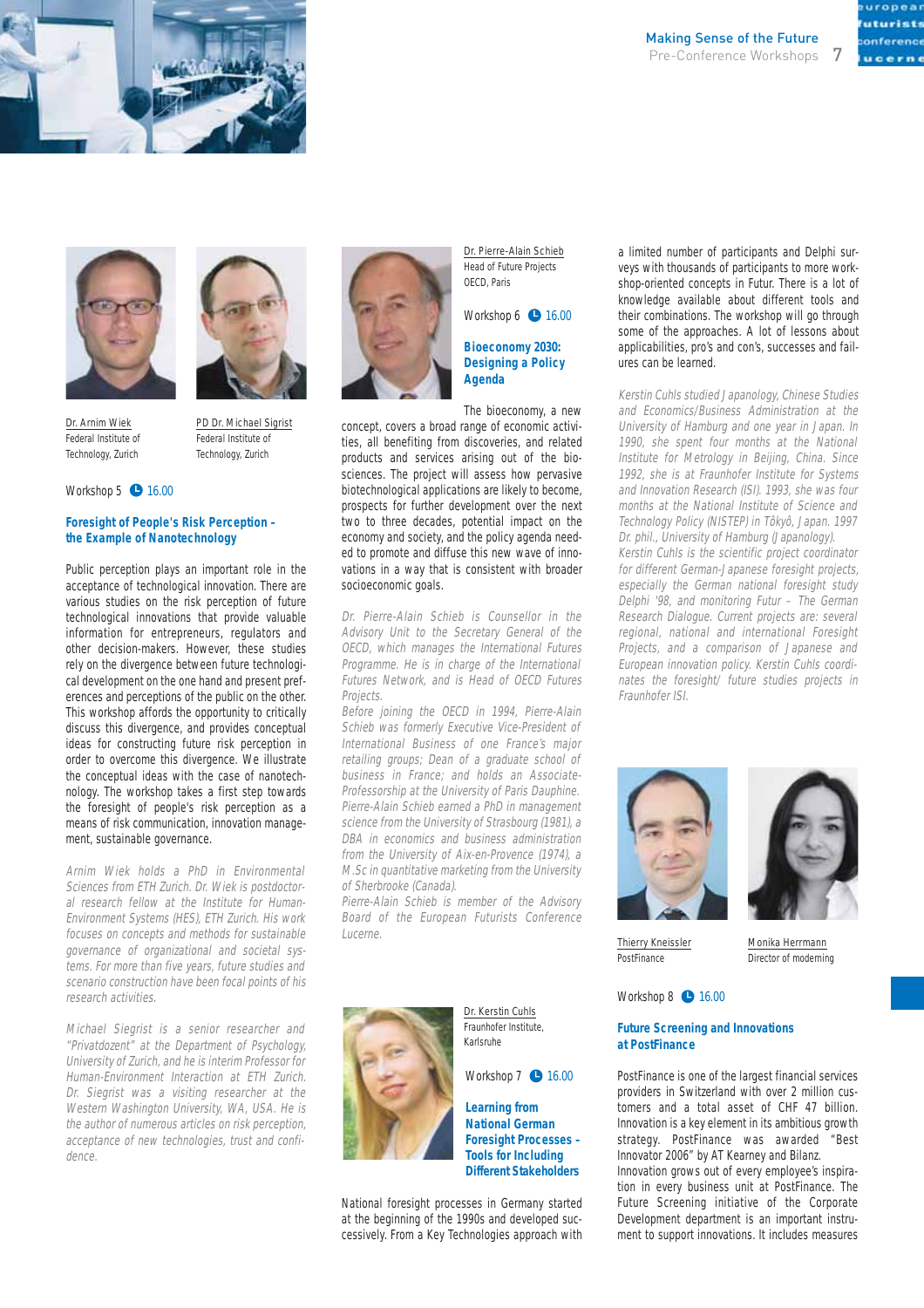Dr. Arnim Wiek
Federal Institute of Technology, Zurich

PD Dr. Michael Sigrist
Federal Institute of Technology, Zurich

Workshop 5 16.00

### Foresight of People's Risk Perception – the Example of Nanotechnology

Public perception plays an important role in the acceptance of technological innovation. There are various studies on the risk perception of future technological innovations that provide valuable information for entrepreneurs, regulators and other decision-makers. However, these studies rely on the divergence between future technological development on the one hand and present preferences and perceptions of the public on the other. This workshop affords the opportunity to critically discuss this divergence, and provides conceptual ideas for constructing future risk perception in order to overcome this divergence. We illustrate the conceptual ideas with the case of nanotechnology. The workshop takes a first step towards the foresight of people's risk perception as a means of risk communication, innovation management, sustainable governance.

*Arnim Wiek holds a PhD in Environmental Sciences from ETH Zurich. Dr. Wiek is postdoctoral research fellow at the Institute for Human-Environment Systems (HES), ETH Zurich. His work focuses on concepts and methods for sustainable governance of organizational and societal systems. For more than five years, future studies and scenario construction have been focal points of his research activities.*

*Michael Siegrist is a senior researcher and "Privatdozent" at the Department of Psychology, University of Zurich, and he is interim Professor for Human-Environment Interaction at ETH Zurich. Dr. Siegrist was a visiting researcher at the Western Washington University, WA, USA. He is the author of numerous articles on risk perception, acceptance of new technologies, trust and confidence.*

Dr. Pierre-Alain Schieb
Head of Future Projects
OECD, Paris

Workshop 6 16.00

### Bioeconomy 2030: Designing a Policy Agenda

The bioeconomy, a new concept, covers a broad range of economic activities, all benefiting from discoveries, and related products and services arising out of the biosciences. The project will assess how pervasive biotechnological applications are likely to become, prospects for further development over the next two to three decades, potential impact on the economy and society, and the policy agenda needed to promote and diffuse this new wave of innovations in a way that is consistent with broader socioeconomic goals.

*Dr. Pierre-Alain Schieb is Counsellor in the Advisory Unit to the Secretary General of the OECD, which manages the International Futures Programme. He is in charge of the International Futures Network, and is Head of OECD Futures Projects.*
*Before joining the OECD in 1994, Pierre-Alain Schieb was formerly Executive Vice-President of International Business of one France's major retailing groups; Dean of a graduate school of business in France; and holds an Associate-Professorship at the University of Paris Dauphine. Pierre-Alain Schieb earned a PhD in management science from the University of Strasbourg (1981), a DBA in economics and business administration from the University of Aix-en-Provence (1974), a M.Sc in quantitative marketing from the University of Sherbrooke (Canada).*
*Pierre-Alain Schieb is member of the Advisory Board of the European Futurists Conference Lucerne.*

Dr. Kerstin Cuhls
Fraunhofer Institute, Karlsruhe

Workshop 7 16.00

### Learning from National German Foresight Processes – Tools for Including Different Stakeholders

National foresight processes in Germany started at the beginning of the 1990s and developed successively. From a Key Technologies approach with a limited number of participants and Delphi surveys with thousands of participants to more workshop-oriented concepts in Futur. There is a lot of knowledge available about different tools and their combinations. The workshop will go through some of the approaches. A lot of lessons about applicabilities, pro's and con's, successes and failures can be learned.

*Kerstin Cuhls studied Japanology, Chinese Studies and Economics/Business Administration at the University of Hamburg and one year in Japan. In 1990, she spent four months at the National Institute for Metrology in Beijing, China. Since 1992, she is at Fraunhofer Institute for Systems and Innovation Research (ISI). 1993, she was four months at the National Institute of Science and Technology Policy (NISTEP) in Tôkyô, Japan. 1997 Dr. phil., University of Hamburg (Japanology).*
*Kerstin Cuhls is the scientific project coordinator for different German-Japanese foresight projects, especially the German national foresight study Delphi '98, and monitoring Futur – The German Research Dialogue. Current projects are: several regional, national and international Foresight Projects, and a comparison of Japanese and European innovation policy. Kerstin Cuhls coordinates the foresight/ future studies projects in Fraunhofer ISI.*

Thierry Kneissler
PostFinance

Monika Herrmann
Director of moderning

Workshop 8 16.00

### Future Screening and Innovations at PostFinance

PostFinance is one of the largest financial services providers in Switzerland with over 2 million customers and a total asset of CHF 47 billion. Innovation is a key element in its ambitious growth strategy. PostFinance was awarded "Best Innovator 2006" by AT Kearney and Bilanz.
Innovation grows out of every employee's inspiration in every business unit at PostFinance. The Future Screening initiative of the Corporate Development department is an important instrument to support innovations. It includes measures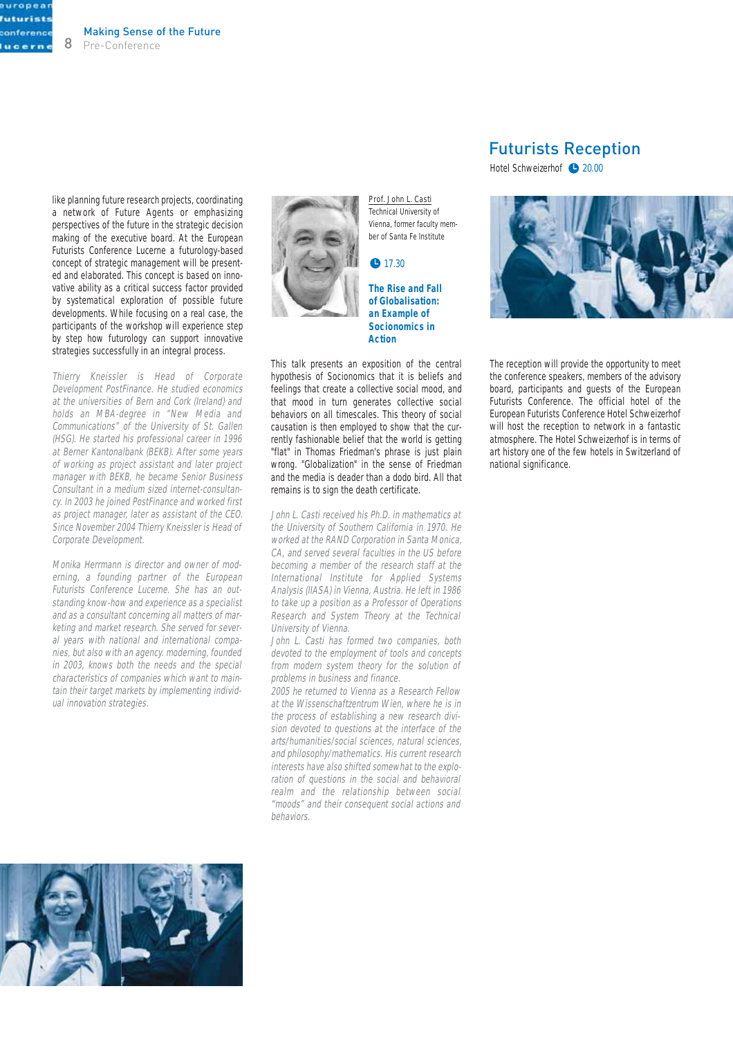like planning future research projects, coordinating a network of Future Agents or emphasizing perspectives of the future in the strategic decision making of the executive board. At the European Futurists Conference Lucerne a futurology-based concept of strategic management will be presented and elaborated. This concept is based on innovative ability as a critical success factor provided by systematical exploration of possible future developments. While focusing on a real case, the participants of the workshop will experience step by step how futurology can support innovative strategies successfully in an integral process.

*Thierry Kneissler is Head of Corporate Development PostFinance. He studied economics at the universities of Bern and Cork (Ireland) and holds an MBA-degree in "New Media and Communications" of the University of St. Gallen (HSG). He started his professional career in 1996 at Berner Kantonalbank (BEKB). After some years of working as project assistant and later project manager with BEKB, he became Senior Business Consultant in a medium sized internet-consultancy. In 2003 he joined PostFinance and worked first as project manager, later as assistant of the CEO. Since November 2004 Thierry Kneissler is Head of Corporate Development.*

*Monika Herrmann is director and owner of moderning, a founding partner of the European Futurists Conference Lucerne. She has an outstanding know-how and experience as a specialist and as a consultant concerning all matters of marketing and market research. She served for several years with national and international companies, but also with an agency. moderning, founded in 2003, knows both the needs and the special characteristics of companies which want to maintain their target markets by implementing individual innovation strategies.*

Prof. John L. Casti
Technical University of Vienna, former faculty member of Santa Fe Institute

17.30

### The Rise and Fall of Globalisation: an Example of Socionomics in Action

This talk presents an exposition of the central hypothesis of Socionomics that it is beliefs and feelings that create a collective social mood, and that mood in turn generates collective social behaviors on all timescales. This theory of social causation is then employed to show that the currently fashionable belief that the world is getting "flat" in Thomas Friedman's phrase is just plain wrong. "Globalization" in the sense of Friedman and the media is deader than a dodo bird. All that remains is to sign the death certificate.

*John L. Casti received his Ph.D. in mathematics at the University of Southern California in 1970. He worked at the RAND Corporation in Santa Monica, CA, and served several faculties in the US before becoming a member of the research staff at the International Institute for Applied Systems Analysis (IIASA) in Vienna, Austria. He left in 1986 to take up a position as a Professor of Operations Research and System Theory at the Technical University of Vienna.*

*John L. Casti has formed two companies, both devoted to the employment of tools and concepts from modern system theory for the solution of problems in business and finance.*

*2005 he returned to Vienna as a Research Fellow at the Wissenschaftzentrum Wien, where he is in the process of establishing a new research division devoted to questions at the interface of the arts/humanities/social sciences, natural sciences, and philosophy/mathematics. His current research interests have also shifted somewhat to the exploration of questions in the social and behavioral realm and the relationship between social "moods" and their consequent social actions and behaviors.*

## Futurists Reception

Hotel Schweizerhof 20.00

The reception will provide the opportunity to meet the conference speakers, members of the advisory board, participants and guests of the European Futurists Conference. The official hotel of the European Futurists Conference Hotel Schweizerhof will host the reception to network in a fantastic atmosphere. The Hotel Schweizerhof is in terms of art history one of the few hotels in Switzerland of national significance.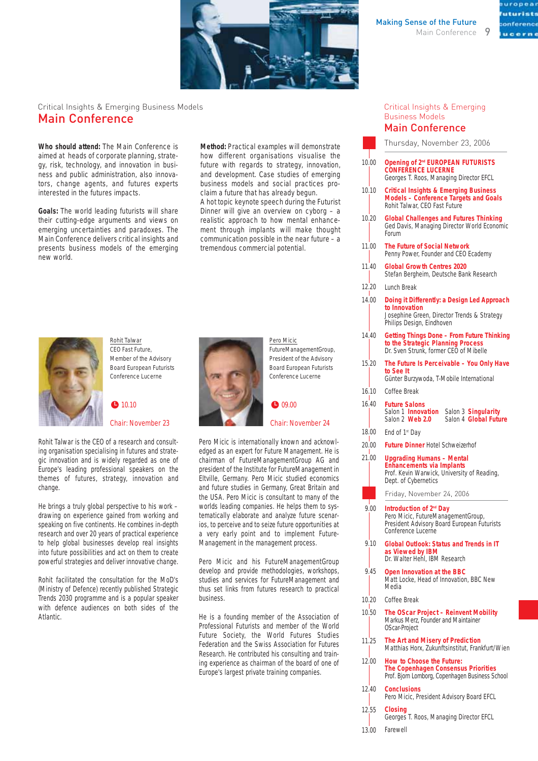Critical Insights & Emerging Business Models

# Main Conference

**Who should attend:** The Main Conference is aimed at heads of corporate planning, strategy, risk, technology, and innovation in business and public administration, also innovators, change agents, and futures experts interested in the futures impacts.

**Goals:** The world leading futurists will share their cutting-edge arguments and views on emerging uncertainties and paradoxes. The Main Conference delivers critical insights and presents business models of the emerging new world.

**Method:** Practical examples will demonstrate how different organisations visualise the future with regards to strategy, innovation, and development. Case studies of emerging business models and social practices proclaim a future that has already begun.
A hot topic keynote speech during the Futurist Dinner will give an overview on cyborg – a realistic approach to how mental enhancement through implants will make thought communication possible in the near future – a tremendous commercial potential.

Rohit Talwar
CEO Fast Future,
Member of the Advisory Board European Futurists Conference Lucerne

10.10

Chair: November 23

Rohit Talwar is the CEO of a research and consulting organisation specialising in futures and strategic innovation and is widely regarded as one of Europe's leading professional speakers on the themes of futures, strategy, innovation and change.

He brings a truly global perspective to his work – drawing on experience gained from working and speaking on five continents. He combines in-depth research and over 20 years of practical experience to help global businesses develop real insights into future possibilities and act on them to create powerful strategies and deliver innovative change.

Rohit facilitated the consultation for the MoD's (Ministry of Defence) recently published Strategic Trends 2030 programme and is a popular speaker with defence audiences on both sides of the Atlantic.

Pero Micic
FutureManagementGroup,
President of the Advisory Board European Futurists Conference Lucerne

09.00

Chair: November 24

Pero Micic is internationally known and acknowledged as an expert for Future Management. He is chairman of FutureManagementGroup AG and president of the Institute for FutureManagement in Eltville, Germany. Pero Micic studied economics and future studies in Germany, Great Britain and the USA. Pero Micic is consultant to many of the worlds leading companies. He helps them to systematically elaborate and analyze future scenarios, to perceive and to seize future opportunities at a very early point and to implement FutureManagement in the management process.

Pero Micic and his FutureManagementGroup develop and provide methodologies, workshops, studies and services for FutureManagement and thus set links from futures research to practical business.

He is a founding member of the Association of Professional Futurists and member of the World Future Society, the World Futures Studies Federation and the Swiss Association for Futures Research. He contributed his consulting and training experience as chairman of the board of one of Europe's largest private training companies.

Critical Insights & Emerging Business Models

## Main Conference

### Thursday, November 23, 2006

| Time | Session |
|---|---|
| 10.00 | **Opening of 2nd EUROPEAN FUTURISTS CONFERENCE LUCERNE**<br>Georges T. Roos, Managing Director EFCL |
| 10.10 | **Critical Insights & Emerging Business Models – Conference Targets and Goals**<br>Rohit Talwar, CEO Fast Future |
| 10.20 | **Global Challenges and Futures Thinking**<br>Ged Davis, Managing Director World Economic Forum |
| 11.00 | **The Future of Social Network**<br>Penny Power, Founder and CEO Ecademy |
| 11.40 | **Global Growth Centres 2020**<br>Stefan Bergheim, Deutsche Bank Research |
| 12.20 | Lunch Break |
| 14.00 | **Doing it Differently: a Design Led Approach to Innovation**<br>Josephine Green, Director Trends & Strategy Philips Design, Eindhoven |
| 14.40 | **Getting Things Done – From Future Thinking to the Strategic Planning Process**<br>Dr. Sven Strunk, former CEO of Mibelle |
| 15.20 | **The Future Is Perceivable – You Only Have to See It**<br>Günter Burzywoda, T-Mobile International |
| 16.10 | Coffee Break |
| 16.40 | **Future Salons**<br>Salon 1 **Innovation** Salon 3 **Singularity**<br>Salon 2 **Web 2.0** Salon 4 **Global Future** |
| 18.00 | End of 1st Day |
| 20.00 | **Future Dinner** Hotel Schweizerhof |
| 21.00 | **Upgrading Humans – Mental Enhancements via Implants**<br>Prof. Kevin Warwick, University of Reading, Dept. of Cybernetics |

### Friday, November 24, 2006

| Time | Session |
|---|---|
| 9.00 | **Introduction of 2nd Day**<br>Pero Micic, FutureManagementGroup, President Advisory Board European Futurists Conference Lucerne |
| 9.10 | **Global Outlook: Status and Trends in IT as Viewed by IBM**<br>Dr. Walter Hehl, IBM Research |
| 9.45 | **Open Innovation at the BBC**<br>Matt Locke, Head of Innovation, BBC New Media |
| 10.20 | Coffee Break |
| 10.50 | **The OScar Project – Reinvent Mobility**<br>Markus Merz, Founder and Maintainer OScar-Project |
| 11.25 | **The Art and Misery of Prediction**<br>Matthias Horx, Zukunftsinstitut, Frankfurt/Wien |
| 12.00 | **How to Choose the Future: The Copenhagen Consensus Priorities**<br>Prof. Bjorn Lomborg, Copenhagen Business School |
| 12.40 | **Conclusions**<br>Pero Micic, President Advisory Board EFCL |
| 12.55 | **Closing**<br>Georges T. Roos, Managing Director EFCL |
| 13.00 | Farewell |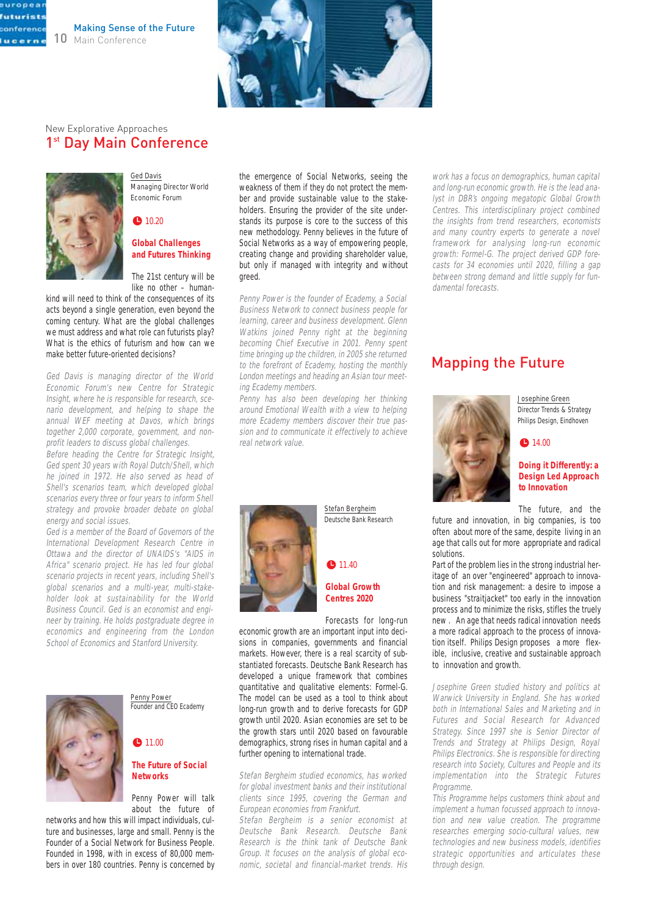New Explorative Approaches

# 1st Day Main Conference

Ged Davis
Managing Director World Economic Forum

10.20

### Global Challenges and Futures Thinking

The 21st century will be like no other – humankind will need to think of the consequences of its acts beyond a single generation, even beyond the coming century. What are the global challenges we must address and what role can futurists play? What is the ethics of futurism and how can we make better future-oriented decisions?

*Ged Davis is managing director of the World Economic Forum's new Centre for Strategic Insight, where he is responsible for research, scenario development, and helping to shape the annual WEF meeting at Davos, which brings together 2,000 corporate, government, and non-profit leaders to discuss global challenges.*
*Before heading the Centre for Strategic Insight, Ged spent 30 years with Royal Dutch/Shell, which he joined in 1972. He also served as head of Shell's scenarios team, which developed global scenarios every three or four years to inform Shell strategy and provoke broader debate on global energy and social issues.*
*Ged is a member of the Board of Governors of the International Development Research Centre in Ottawa and the director of UNAIDS's "AIDS in Africa" scenario project. He has led four global scenario projects in recent years, including Shell's global scenarios and a multi-year, multi-stakeholder look at sustainability for the World Business Council. Ged is an economist and engineer by training. He holds postgraduate degree in economics and engineering from the London School of Economics and Stanford University.*

Penny Power
Founder and CEO Ecademy

11.00

### The Future of Social Networks

Penny Power will talk about the future of networks and how this will impact individuals, culture and businesses, large and small. Penny is the Founder of a Social Network for Business People. Founded in 1998, with in excess of 80,000 members in over 180 countries. Penny is concerned by the emergence of Social Networks, seeing the weakness of them if they do not protect the member and provide sustainable value to the stakeholders. Ensuring the provider of the site understands its purpose is core to the success of this new methodology. Penny believes in the future of Social Networks as a way of empowering people, creating change and providing shareholder value, but only if managed with integrity and without greed.

*Penny Power is the founder of Ecademy, a Social Business Network to connect business people for learning, career and business development. Glenn Watkins joined Penny right at the beginning becoming Chief Executive in 2001. Penny spent time bringing up the children, in 2005 she returned to the forefront of Ecademy, hosting the monthly London meetings and heading an Asian tour meeting Ecademy members.*
*Penny has also been developing her thinking around Emotional Wealth with a view to helping more Ecademy members discover their true passion and to communicate it effectively to achieve real network value.*

Stefan Bergheim
Deutsche Bank Research

11.40

### Global Growth Centres 2020

Forecasts for long-run economic growth are an important input into decisions in companies, governments and financial markets. However, there is a real scarcity of substantiated forecasts. Deutsche Bank Research has developed a unique framework that combines quantitative and qualitative elements: Formel-G. The model can be used as a tool to think about long-run growth and to derive forecasts for GDP growth until 2020. Asian economies are set to be the growth stars until 2020 based on favourable demographics, strong rises in human capital and a further opening to international trade.

*Stefan Bergheim studied economics, has worked for global investment banks and their institutional clients since 1995, covering the German and European economies from Frankfurt.*
*Stefan Bergheim is a senior economist at Deutsche Bank Research. Deutsche Bank Research is the think tank of Deutsche Bank Group. It focuses on the analysis of global economic, societal and financial-market trends. His work has a focus on demographics, human capital and long-run economic growth. He is the lead analyst in DBR's ongoing megatopic Global Growth Centres. This interdisciplinary project combined the insights from trend researchers, economists and many country experts to generate a novel framework for analysing long-run economic growth: Formel-G. The project derived GDP forecasts for 34 economies until 2020, filling a gap between strong demand and little supply for fundamental forecasts.*

## Mapping the Future

Josephine Green
Director Trends & Strategy
Philips Design, Eindhoven

14.00

### Doing it Differently: a Design Led Approach to Innovation

The future, and the future and innovation, in big companies, is too often about more of the same, despite living in an age that calls out for more appropriate and radical solutions.
Part of the problem lies in the strong industrial heritage of an over "engineered" approach to innovation and risk management: a desire to impose a business "straitjacket" too early in the innovation process and to minimize the risks, stifles the truely new . An age that needs radical innovation needs a more radical approach to the process of innovation itself. Philips Design proposes a more flexible, inclusive, creative and sustainable approach to innovation and growth.

*Josephine Green studied history and politics at Warwick University in England. She has worked both in International Sales and Marketing and in Futures and Social Research for Advanced Strategy. Since 1997 she is Senior Director of Trends and Strategy at Philips Design, Royal Philips Electronics. She is responsible for directing research into Society, Cultures and People and its implementation into the Strategic Futures Programme.*
*This Programme helps customers think about and implement a human focussed approach to innovation and new value creation. The programme researches emerging socio-cultural values, new technologies and new business models, identifies strategic opportunities and articulates these through design.*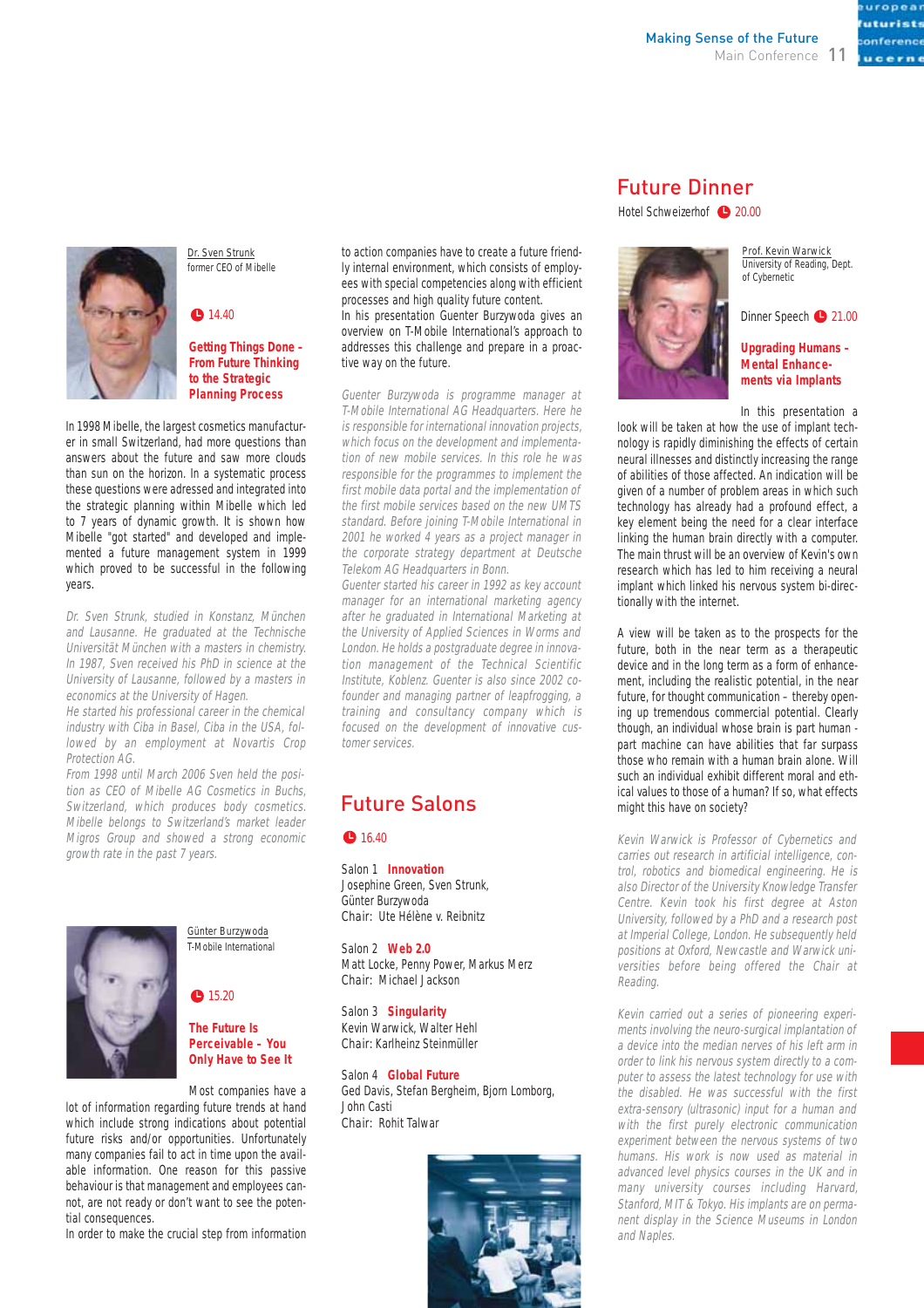Dr. Sven Strunk
former CEO of Mibelle

14.40

**Getting Things Done - From Future Thinking to the Strategic Planning Process**

In 1998 Mibelle, the largest cosmetics manufacturer in small Switzerland, had more questions than answers about the future and saw more clouds than sun on the horizon. In a systematic process these questions were adressed and integrated into the strategic planning within Mibelle which led to 7 years of dynamic growth. It is shown how Mibelle "got started" and developed and implemented a future management system in 1999 which proved to be successful in the following years.

*Dr. Sven Strunk, studied in Konstanz, München and Lausanne. He graduated at the Technische Universität München with a masters in chemistry. In 1987, Sven received his PhD in science at the University of Lausanne, followed by a masters in economics at the University of Hagen.*
*He started his professional career in the chemical industry with Ciba in Basel, Ciba in the USA, followed by an employment at Novartis Crop Protection AG.*
*From 1998 until March 2006 Sven held the position as CEO of Mibelle AG Cosmetics in Buchs, Switzerland, which produces body cosmetics. Mibelle belongs to Switzerland's market leader Migros Group and showed a strong economic growth rate in the past 7 years.*

Günter Burzywoda
T-Mobile International

15.20

**The Future Is Perceivable - You Only Have to See It**

Most companies have a lot of information regarding future trends at hand which include strong indications about potential future risks and/or opportunities. Unfortunately many companies fail to act in time upon the available information. One reason for this passive behaviour is that management and employees cannot, are not ready or don't want to see the potential consequences.
In order to make the crucial step from information to action companies have to create a future friendly internal environment, which consists of employees with special competencies along with efficient processes and high quality future content.
In his presentation Guenter Burzywoda gives an overview on T-Mobile International's approach to addresses this challenge and prepare in a proactive way on the future.

*Guenter Burzywoda is programme manager at T-Mobile International AG Headquarters. Here he is responsible for international innovation projects, which focus on the development and implementation of new mobile services. In this role he was responsible for the programmes to implement the first mobile data portal and the implementation of the first mobile services based on the new UMTS standard. Before joining T-Mobile International in 2001 he worked 4 years as a project manager in the corporate strategy department at Deutsche Telekom AG Headquarters in Bonn.*
*Guenter started his career in 1992 as key account manager for an international marketing agency after he graduated in International Marketing at the University of Applied Sciences in Worms and London. He holds a postgraduate degree in innovation management of the Technical Scientific Institute, Koblenz. Guenter is also since 2002 cofounder and managing partner of leapfrogging, a training and consultancy company which is focused on the development of innovative customer services.*

## Future Salons

16.40

Salon 1 **Innovation**
Josephine Green, Sven Strunk, Günter Burzywoda
Chair: Ute Hélène v. Reibnitz

Salon 2 **Web 2.0**
Matt Locke, Penny Power, Markus Merz
Chair: Michael Jackson

Salon 3 **Singularity**
Kevin Warwick, Walter Hehl
Chair: Karlheinz Steinmüller

Salon 4 **Global Future**
Ged Davis, Stefan Bergheim, Bjorn Lomborg, John Casti
Chair: Rohit Talwar

## Future Dinner

Hotel Schweizerhof 20.00

Prof. Kevin Warwick
University of Reading, Dept. of Cybernetic

Dinner Speech 21.00

**Upgrading Humans - Mental Enhancements via Implants**

In this presentation a look will be taken at how the use of implant technology is rapidly diminishing the effects of certain neural illnesses and distinctly increasing the range of abilities of those affected. An indication will be given of a number of problem areas in which such technology has already had a profound effect, a key element being the need for a clear interface linking the human brain directly with a computer. The main thrust will be an overview of Kevin's own research which has led to him receiving a neural implant which linked his nervous system bi-directionally with the internet.

A view will be taken as to the prospects for the future, both in the near term as a therapeutic device and in the long term as a form of enhancement, including the realistic potential, in the near future, for thought communication – thereby opening up tremendous commercial potential. Clearly though, an individual whose brain is part human - part machine can have abilities that far surpass those who remain with a human brain alone. Will such an individual exhibit different moral and ethical values to those of a human? If so, what effects might this have on society?

*Kevin Warwick is Professor of Cybernetics and carries out research in artificial intelligence, control, robotics and biomedical engineering. He is also Director of the University Knowledge Transfer Centre. Kevin took his first degree at Aston University, followed by a PhD and a research post at Imperial College, London. He subsequently held positions at Oxford, Newcastle and Warwick universities before being offered the Chair at Reading.*

*Kevin carried out a series of pioneering experiments involving the neuro-surgical implantation of a device into the median nerves of his left arm in order to link his nervous system directly to a computer to assess the latest technology for use with the disabled. He was successful with the first extra-sensory (ultrasonic) input for a human and with the first purely electronic communication experiment between the nervous systems of two humans. His work is now used as material in advanced level physics courses in the UK and in many university courses including Harvard, Stanford, MIT & Tokyo. His implants are on permanent display in the Science Museums in London and Naples.*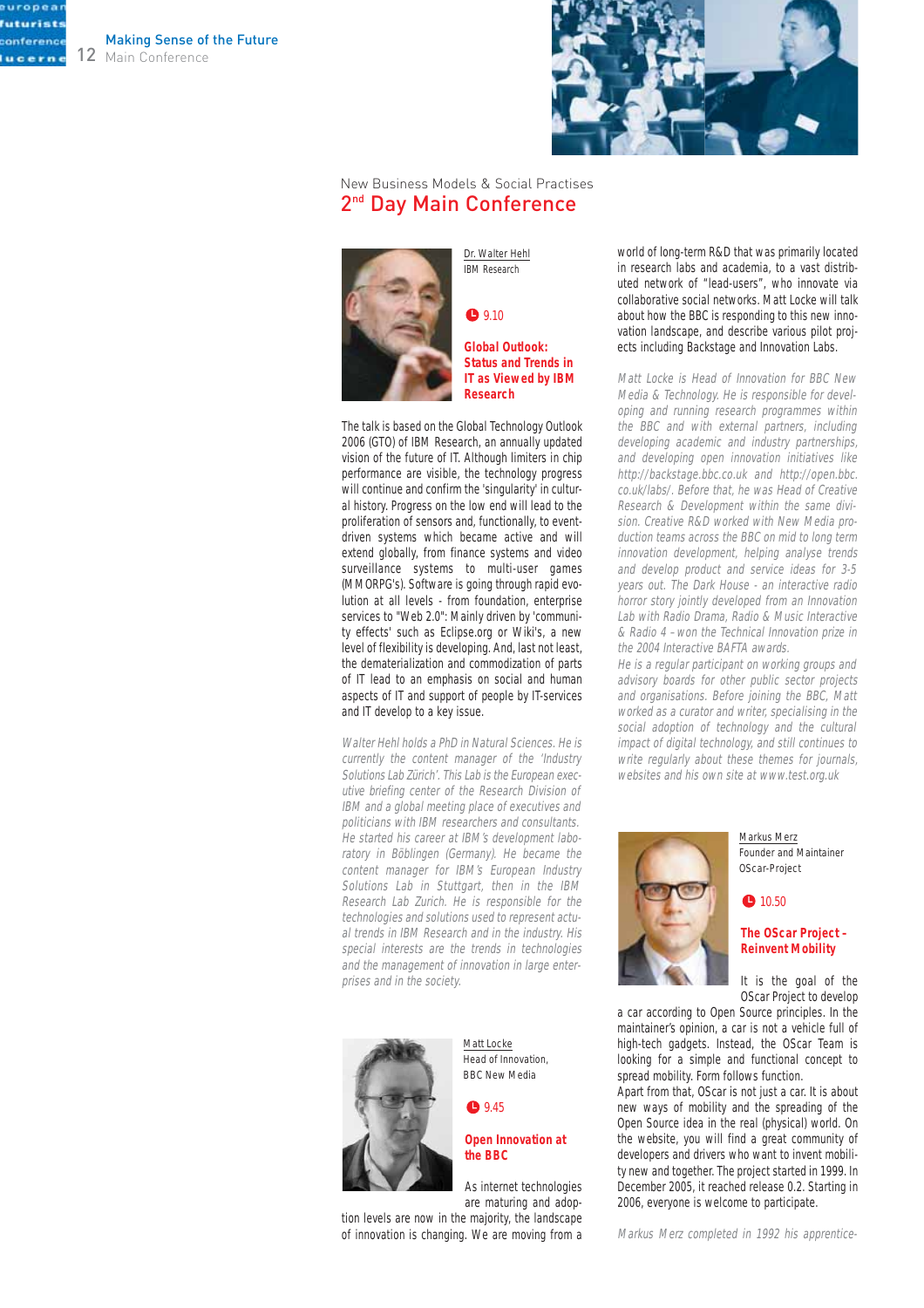New Business Models & Social Practises

## 2nd Day Main Conference

Dr. Walter Hehl
IBM Research

9.10

### Global Outlook: Status and Trends in IT as Viewed by IBM Research

The talk is based on the Global Technology Outlook 2006 (GTO) of IBM Research, an annually updated vision of the future of IT. Although limiters in chip performance are visible, the technology progress will continue and confirm the 'singularity' in cultural history. Progress on the low end will lead to the proliferation of sensors and, functionally, to event-driven systems which became active and will extend globally, from finance systems and video surveillance systems to multi-user games (MMORPG's). Software is going through rapid evolution at all levels - from foundation, enterprise services to "Web 2.0": Mainly driven by 'community effects' such as Eclipse.org or Wiki's, a new level of flexibility is developing. And, last not least, the dematerialization and commodization of parts of IT lead to an emphasis on social and human aspects of IT and support of people by IT-services and IT develop to a key issue.

*Walter Hehl holds a PhD in Natural Sciences. He is currently the content manager of the 'Industry Solutions Lab Zürich'. This Lab is the European executive briefing center of the Research Division of IBM and a global meeting place of executives and politicians with IBM researchers and consultants. He started his career at IBM's development laboratory in Böblingen (Germany). He became the content manager for IBM's European Industry Solutions Lab in Stuttgart, then in the IBM Research Lab Zurich. He is responsible for the technologies and solutions used to represent actual trends in IBM Research and in the industry. His special interests are the trends in technologies and the management of innovation in large enterprises and in the society.*

Matt Locke
Head of Innovation,
BBC New Media

9.45

### Open Innovation at the BBC

As internet technologies are maturing and adoption levels are now in the majority, the landscape of innovation is changing. We are moving from a world of long-term R&D that was primarily located in research labs and academia, to a vast distributed network of "lead-users", who innovate via collaborative social networks. Matt Locke will talk about how the BBC is responding to this new innovation landscape, and describe various pilot projects including Backstage and Innovation Labs.

*Matt Locke is Head of Innovation for BBC New Media & Technology. He is responsible for developing and running research programmes within the BBC and with external partners, including developing academic and industry partnerships, and developing open innovation initiatives like http://backstage.bbc.co.uk and http://open.bbc.co.uk/labs/. Before that, he was Head of Creative Research & Development within the same division. Creative R&D worked with New Media production teams across the BBC on mid to long term innovation development, helping analyse trends and develop product and service ideas for 3-5 years out. The Dark House - an interactive radio horror story jointly developed from an Innovation Lab with Radio Drama, Radio & Music Interactive & Radio 4 – won the Technical Innovation prize in the 2004 Interactive BAFTA awards.*

*He is a regular participant on working groups and advisory boards for other public sector projects and organisations. Before joining the BBC, Matt worked as a curator and writer, specialising in the social adoption of technology and the cultural impact of digital technology, and still continues to write regularly about these themes for journals, websites and his own site at www.test.org.uk*

Markus Merz
Founder and Maintainer
OScar-Project

10.50

### The OScar Project - Reinvent Mobility

It is the goal of the OScar Project to develop a car according to Open Source principles. In the maintainer's opinion, a car is not a vehicle full of high-tech gadgets. Instead, the OScar Team is looking for a simple and functional concept to spread mobility. Form follows function.

Apart from that, OScar is not just a car. It is about new ways of mobility and the spreading of the Open Source idea in the real (physical) world. On the website, you will find a great community of developers and drivers who want to invent mobility new and together. The project started in 1999. In December 2005, it reached release 0.2. Starting in 2006, everyone is welcome to participate.

*Markus Merz completed in 1992 his apprentice-*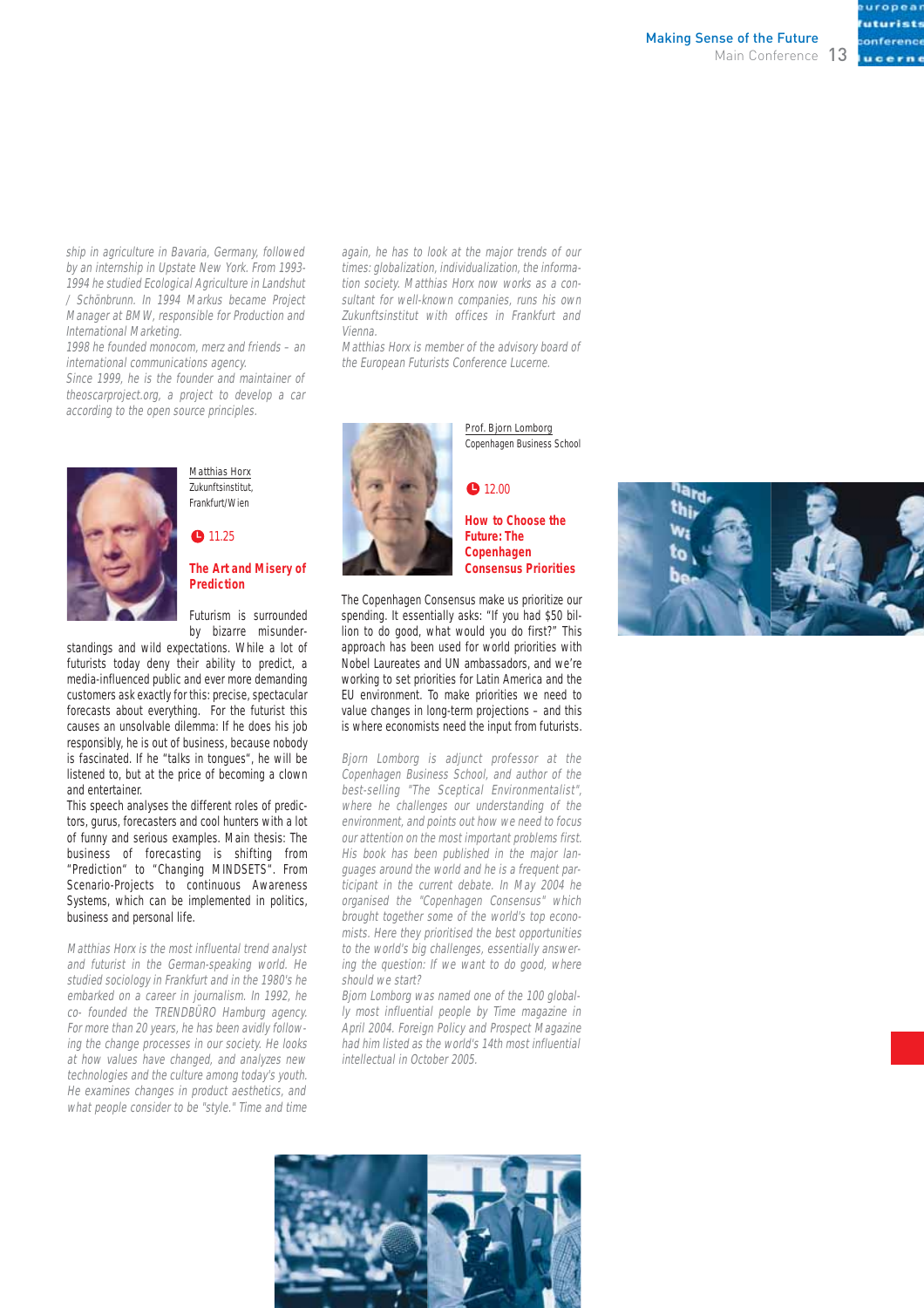*ship in agriculture in Bavaria, Germany, followed by an internship in Upstate New York. From 1993-1994 he studied Ecological Agriculture in Landshut / Schönbrunn. In 1994 Markus became Project Manager at BMW, responsible for Production and International Marketing.*
*1998 he founded monocom, merz and friends – an international communications agency.*
*Since 1999, he is the founder and maintainer of theoscarproject.org, a project to develop a car according to the open source principles.*

Matthias Horx
Zukunftsinstitut, Frankfurt/Wien

11.25

## The Art and Misery of Prediction

Futurism is surrounded by bizarre misunderstandings and wild expectations. While a lot of futurists today deny their ability to predict, a media-influenced public and ever more demanding customers ask exactly for this: precise, spectacular forecasts about everything. For the futurist this causes an unsolvable dilemma: If he does his job responsibly, he is out of business, because nobody is fascinated. If he "talks in tongues", he will be listened to, but at the price of becoming a clown and entertainer.
This speech analyses the different roles of predictors, gurus, forecasters and cool hunters with a lot of funny and serious examples. Main thesis: The business of forecasting is shifting from "Prediction" to "Changing MINDSETS". From Scenario-Projects to continuous Awareness Systems, which can be implemented in politics, business and personal life.

*Matthias Horx is the most influential trend analyst and futurist in the German-speaking world. He studied sociology in Frankfurt and in the 1980's he embarked on a career in journalism. In 1992, he co- founded the TRENDBÜRO Hamburg agency. For more than 20 years, he has been avidly following the change processes in our society. He looks at how values have changed, and analyzes new technologies and the culture among today's youth. He examines changes in product aesthetics, and what people consider to be "style." Time and time again, he has to look at the major trends of our times: globalization, individualization, the information society. Matthias Horx now works as a consultant for well-known companies, runs his own Zukunftsinstitut with offices in Frankfurt and Vienna.*
*Matthias Horx is member of the advisory board of the European Futurists Conference Lucerne.*

Prof. Bjorn Lomborg
Copenhagen Business School

12.00

## How to Choose the Future: The Copenhagen Consensus Priorities

The Copenhagen Consensus make us prioritize our spending. It essentially asks: "If you had $50 billion to do good, what would you do first?" This approach has been used for world priorities with Nobel Laureates and UN ambassadors, and we're working to set priorities for Latin America and the EU environment. To make priorities we need to value changes in long-term projections – and this is where economists need the input from futurists.

*Bjorn Lomborg is adjunct professor at the Copenhagen Business School, and author of the best-selling "The Sceptical Environmentalist", where he challenges our understanding of the environment, and points out how we need to focus our attention on the most important problems first. His book has been published in the major languages around the world and he is a frequent participant in the current debate. In May 2004 he organised the "Copenhagen Consensus" which brought together some of the world's top economists. Here they prioritised the best opportunities to the world's big challenges, essentially answering the question: If we want to do good, where should we start?*
*Bjorn Lomborg was named one of the 100 globally most influential people by Time magazine in April 2004. Foreign Policy and Prospect Magazine had him listed as the world's 14th most influential intellectual in October 2005.*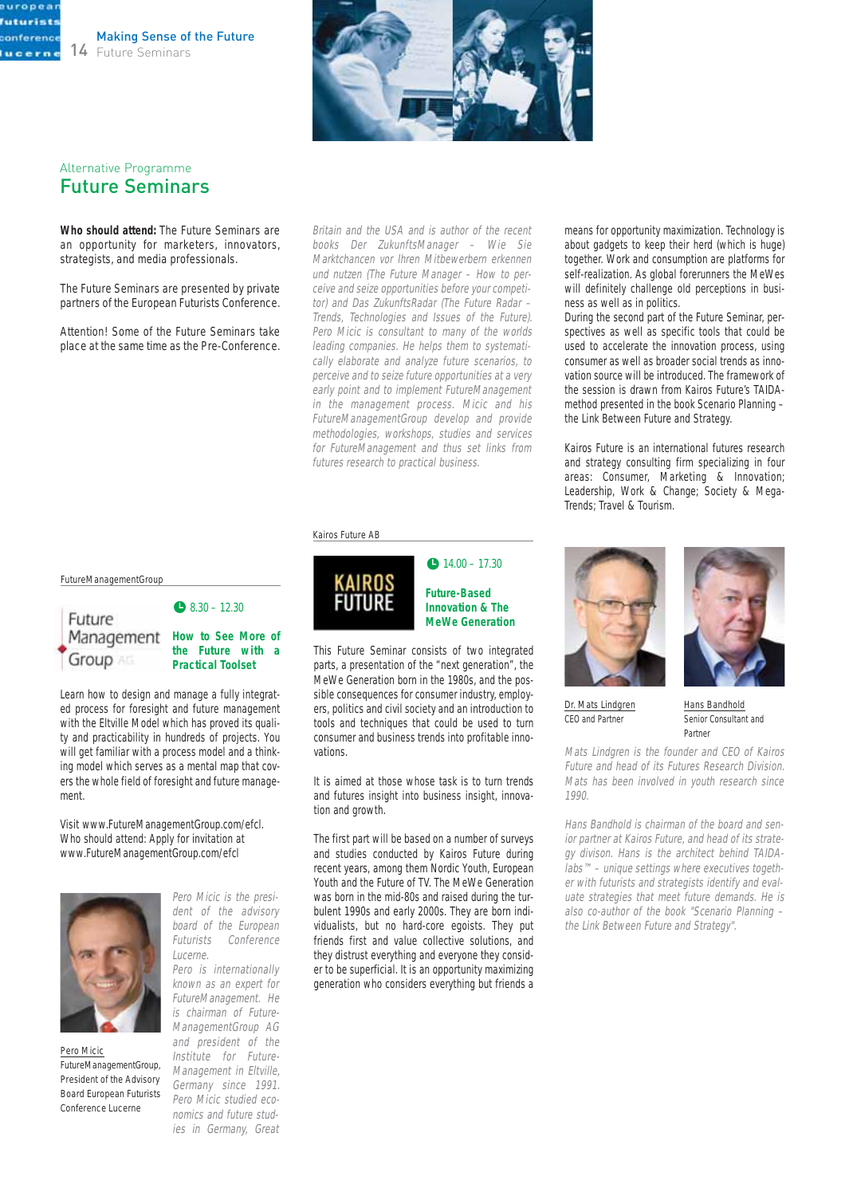## Alternative Programme

# Future Seminars

**Who should attend:** The Future Seminars are an opportunity for marketers, innovators, strategists, and media professionals.

The Future Seminars are presented by private partners of the European Futurists Conference.

Attention! Some of the Future Seminars take place at the same time as the Pre-Conference.

FutureManagementGroup

8.30 – 12.30

### How to See More of the Future with a Practical Toolset

Learn how to design and manage a fully integrated process for foresight and future management with the Eltville Model which has proved its quality and practicability in hundreds of projects. You will get familiar with a process model and a thinking model which serves as a mental map that covers the whole field of foresight and future management.

Visit www.FutureManagementGroup.com/efcl.
Who should attend: Apply for invitation at www.FutureManagementGroup.com/efcl

Pero Micic
FutureManagementGroup, President of the Advisory Board European Futurists Conference Lucerne

*Pero Micic is the president of the advisory board of the European Futurists Conference Lucerne. Pero is internationally known as an expert for FutureManagement. He is chairman of FutureManagementGroup AG and president of the Institute for FutureManagement in Eltville, Germany since 1991. Pero Micic studied economics and future studies in Germany, Great Britain and the USA and is author of the recent books Der ZukunftsManager – Wie Sie Marktchancen vor Ihren Mitbewerbern erkennen und nutzen (The Future Manager – How to perceive and seize opportunities before your competitor) and Das ZukunftsRadar (The Future Radar – Trends, Technologies and Issues of the Future). Pero Micic is consultant to many of the worlds leading companies. He helps them to systematically elaborate and analyze future scenarios, to perceive and to seize future opportunities at a very early point and to implement FutureManagement in the management process. Micic and his FutureManagementGroup develop and provide methodologies, workshops, studies and services for FutureManagement and thus set links from futures research to practical business.*

Kairos Future AB

14.00 – 17.30

### Future-Based Innovation & The MeWe Generation

This Future Seminar consists of two integrated parts, a presentation of the "next generation", the MeWe Generation born in the 1980s, and the possible consequences for consumer industry, employers, politics and civil society and an introduction to tools and techniques that could be used to turn consumer and business trends into profitable innovations.

It is aimed at those whose task is to turn trends and futures insight into business insight, innovation and growth.

The first part will be based on a number of surveys and studies conducted by Kairos Future during recent years, among them Nordic Youth, European Youth and the Future of TV. The MeWe Generation was born in the mid-80s and raised during the turbulent 1990s and early 2000s. They are born individualists, but no hard-core egoists. They put friends first and value collective solutions, and they distrust everything and everyone they consider to be superficial. It is an opportunity maximizing generation who considers everything but friends a means for opportunity maximization. Technology is about gadgets to keep their herd (which is huge) together. Work and consumption are platforms for self-realization. As global forerunners the MeWes will definitely challenge old perceptions in business as well as in politics.
During the second part of the Future Seminar, perspectives as well as specific tools that could be used to accelerate the innovation process, using consumer as well as broader social trends as innovation source will be introduced. The framework of the session is drawn from Kairos Future's TAIDA-method presented in the book Scenario Planning – the Link Between Future and Strategy.

Kairos Future is an international futures research and strategy consulting firm specializing in four areas: Consumer, Marketing & Innovation; Leadership, Work & Change; Society & Mega-Trends; Travel & Tourism.

Dr. Mats Lindgren
CEO and Partner

Hans Bandhold
Senior Consultant and Partner

*Mats Lindgren is the founder and CEO of Kairos Future and head of its Futures Research Division. Mats has been involved in youth research since 1990.*

*Hans Bandhold is chairman of the board and senior partner at Kairos Future, and head of its strategy divison. Hans is the architect behind TAIDA-labs™ – unique settings where executives together with futurists and strategists identify and evaluate strategies that meet future demands. He is also co-author of the book "Scenario Planning – the Link Between Future and Strategy".*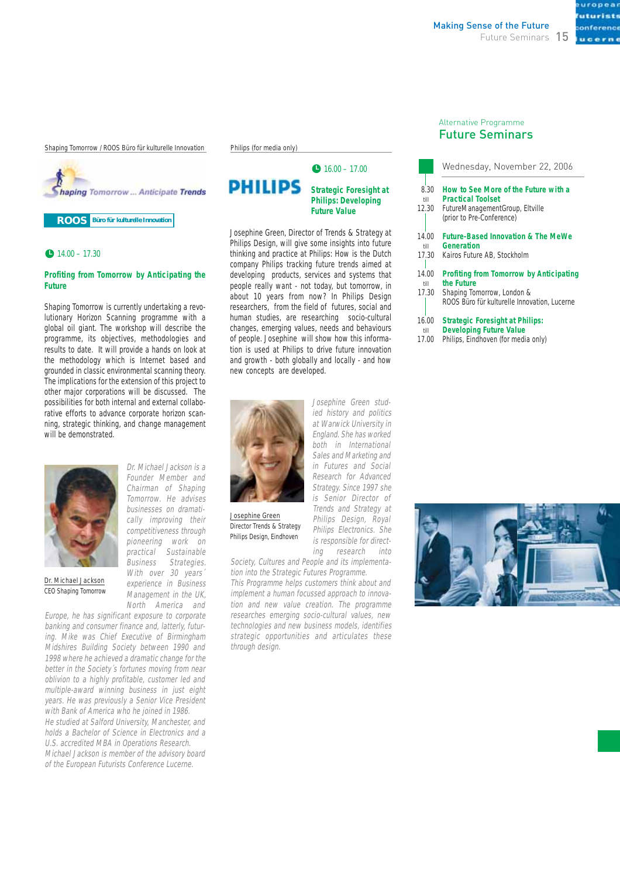## Alternative Programme
# Future Seminars

**Wednesday, November 22, 2006**

8.30 till 12.30
**How to See More of the Future with a Practical Toolset**
FutureManagementGroup, Eltville
(prior to Pre-Conference)

14.00 till 17.30
**Future-Based Innovation & The MeWe Generation**
Kairos Future AB, Stockholm

14.00 till 17.30
**Profiting from Tomorrow by Anticipating the Future**
Shaping Tomorrow, London &
ROOS Büro für kulturelle Innovation, Lucerne

16.00 till 17.00
**Strategic Foresight at Philips: Developing Future Value**
Philips, Eindhoven (for media only)

---

Shaping Tomorrow / ROOS Büro für kulturelle Innovation

Shaping Tomorrow ... Anticipate Trends

ROOS Büro für kulturelle Innovation

14.00 – 17.30

## Profiting from Tomorrow by Anticipating the Future

Shaping Tomorrow is currently undertaking a revolutionary Horizon Scanning programme with a global oil giant. The workshop will describe the programme, its objectives, methodologies and results to date. It will provide a hands on look at the methodology which is Internet based and grounded in classic environmental scanning theory. The implications for the extension of this project to other major corporations will be discussed. The possibilities for both internal and external collaborative efforts to advance corporate horizon scanning, strategic thinking, and change management will be demonstrated.

Dr. Michael Jackson
CEO Shaping Tomorrow

*Dr. Michael Jackson is a Founder Member and Chairman of Shaping Tomorrow. He advises businesses on dramatically improving their competitiveness through pioneering work on practical Sustainable Business Strategies. With over 30 years' experience in Business Management in the UK, North America and Europe, he has significant exposure to corporate banking and consumer finance and, latterly, futuring. Mike was Chief Executive of Birmingham Midshires Building Society between 1990 and 1998 where he achieved a dramatic change for the better in the Society's fortunes moving from near oblivion to a highly profitable, customer led and multiple-award winning business in just eight years. He was previously a Senior Vice President with Bank of America who he joined in 1986.*
*He studied at Salford University, Manchester, and holds a Bachelor of Science in Electronics and a U.S. accredited MBA in Operations Research.*
*Michael Jackson is member of the advisory board of the European Futurists Conference Lucerne.*

---

Philips (for media only)

PHILIPS

16.00 – 17.00

## Strategic Foresight at Philips: Developing Future Value

Josephine Green, Director of Trends & Strategy at Philips Design, will give some insights into future thinking and practice at Philips: How is the Dutch company Philips tracking future trends aimed at developing products, services and systems that people really want - not today, but tomorrow, in about 10 years from now? In Philips Design researchers, from the field of futures, social and human studies, are researching socio-cultural changes, emerging values, needs and behaviours of people. Josephine will show how this information is used at Philips to drive future innovation and growth - both globally and locally - and how new concepts are developed.

Josephine Green
Director Trends & Strategy
Philips Design, Eindhoven

*Josephine Green studied history and politics at Warwick University in England. She has worked both in International Sales and Marketing and in Futures and Social Research for Advanced Strategy. Since 1997 she is Senior Director of Trends and Strategy at Philips Design, Royal Philips Electronics. She is responsible for directing research into Society, Cultures and People and its implementation into the Strategic Futures Programme.*
*This Programme helps customers think about and implement a human focussed approach to innovation and new value creation. The programme researches emerging socio-cultural values, new technologies and new business models, identifies strategic opportunities and articulates these through design.*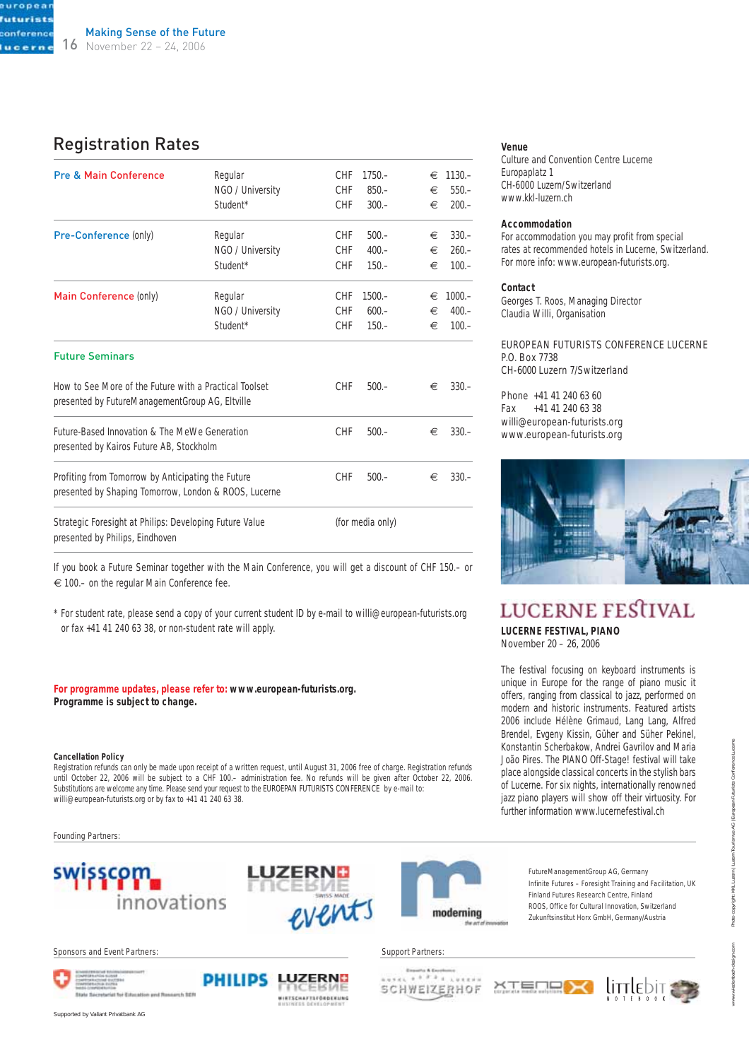## Registration Rates

| | | | | | |
|---|---|---|---|---|---|
| Pre & Main Conference | Regular | CHF | 1750.– | € | 1130.– |
| | NGO / University | CHF | 850.– | € | 550.– |
| | Student* | CHF | 300.– | € | 200.– |
| Pre-Conference (only) | Regular | CHF | 500.– | € | 330.– |
| | NGO / University | CHF | 400.– | € | 260.– |
| | Student* | CHF | 150.– | € | 100.– |
| Main Conference (only) | Regular | CHF | 1500.– | € | 1000.– |
| | NGO / University | CHF | 600.– | € | 400.– |
| | Student* | CHF | 150.– | € | 100.– |

### Future Seminars

| | | | | |
|---|---|---|---|---|
| How to See More of the Future with a Practical Toolset presented by FutureManagementGroup AG, Eltville | CHF | 500.– | € | 330.– |
| Future-Based Innovation & The MeWe Generation presented by Kairos Future AB, Stockholm | CHF | 500.– | € | 330.– |
| Profiting from Tomorrow by Anticipating the Future presented by Shaping Tomorrow, London & ROOS, Lucerne | CHF | 500.– | € | 330.– |
| Strategic Foresight at Philips: Developing Future Value presented by Philips, Eindhoven | (for media only) | | | |

If you book a Future Seminar together with the Main Conference, you will get a discount of CHF 150.– or € 100.– on the regular Main Conference fee.

* For student rate, please send a copy of your current student ID by e-mail to willi@european-futurists.org or fax +41 41 240 63 38, or non-student rate will apply.

**For programme updates, please refer to: www.european-futurists.org.**
**Programme is subject to change.**

**Cancellation Policy**
Registration refunds can only be made upon receipt of a written request, until August 31, 2006 free of charge. Registration refunds until October 22, 2006 will be subject to a CHF 100.– administration fee. No refunds will be given after October 22, 2006. Substitutions are welcome any time. Please send your request to the EUROEPAN FUTURISTS CONFERENCE by e-mail to: willi@european-futurists.org or by fax to +41 41 240 63 38.

**Venue**
Culture and Convention Centre Lucerne
Europaplatz 1
CH-6000 Luzern/Switzerland
www.kkl-luzern.ch

**Accommodation**
For accommodation you may profit from special rates at recommended hotels in Lucerne, Switzerland. For more info: www.european-futurists.org.

**Contact**
Georges T. Roos, Managing Director
Claudia Willi, Organisation

EUROPEAN FUTURISTS CONFERENCE LUCERNE
P.O. Box 7738
CH-6000 Luzern 7/Switzerland

Phone +41 41 240 63 60
Fax +41 41 240 63 38
willi@european-futurists.org
www.european-futurists.org

LUCERNE FESTIVAL

**LUCERNE FESTIVAL, PIANO**
November 20 – 26, 2006

The festival focusing on keyboard instruments is unique in Europe for the range of piano music it offers, ranging from classical to jazz, performed on modern and historic instruments. Featured artists 2006 include Hélène Grimaud, Lang Lang, Alfred Brendel, Evgeny Kissin, Güher and Süher Pekinel, Konstantin Scherbakow, Andrei Gavrilov and Maria João Pires. The PIANO Off-Stage! festival will take place alongside classical concerts in the stylish bars of Lucerne. For six nights, internationally renowned jazz piano players will show off their virtuosity. For further information www.lucernefestival.ch

Founding Partners:

swisscom innovations
LUZERN LUCERNE events
moderning the art of innovation

FutureManagementGroup AG, Germany
Infinite Futures – Foresight Training and Facilitation, UK
Finland Futures Research Centre, Finland
ROOS, Office for Cultural Innovation, Switzerland
Zukunftsinstitut Horx GmbH, Germany/Austria

Sponsors and Event Partners:

State Secretariat for Education and Research SER
PHILIPS
LUZERN LUCERNE Wirtschaftsförderung Business Development

Support Partners:

Schweizerhof
XTEND corporate media solutions
littlebit NOTEBOOK

Supported by Valiant Privatbank AG